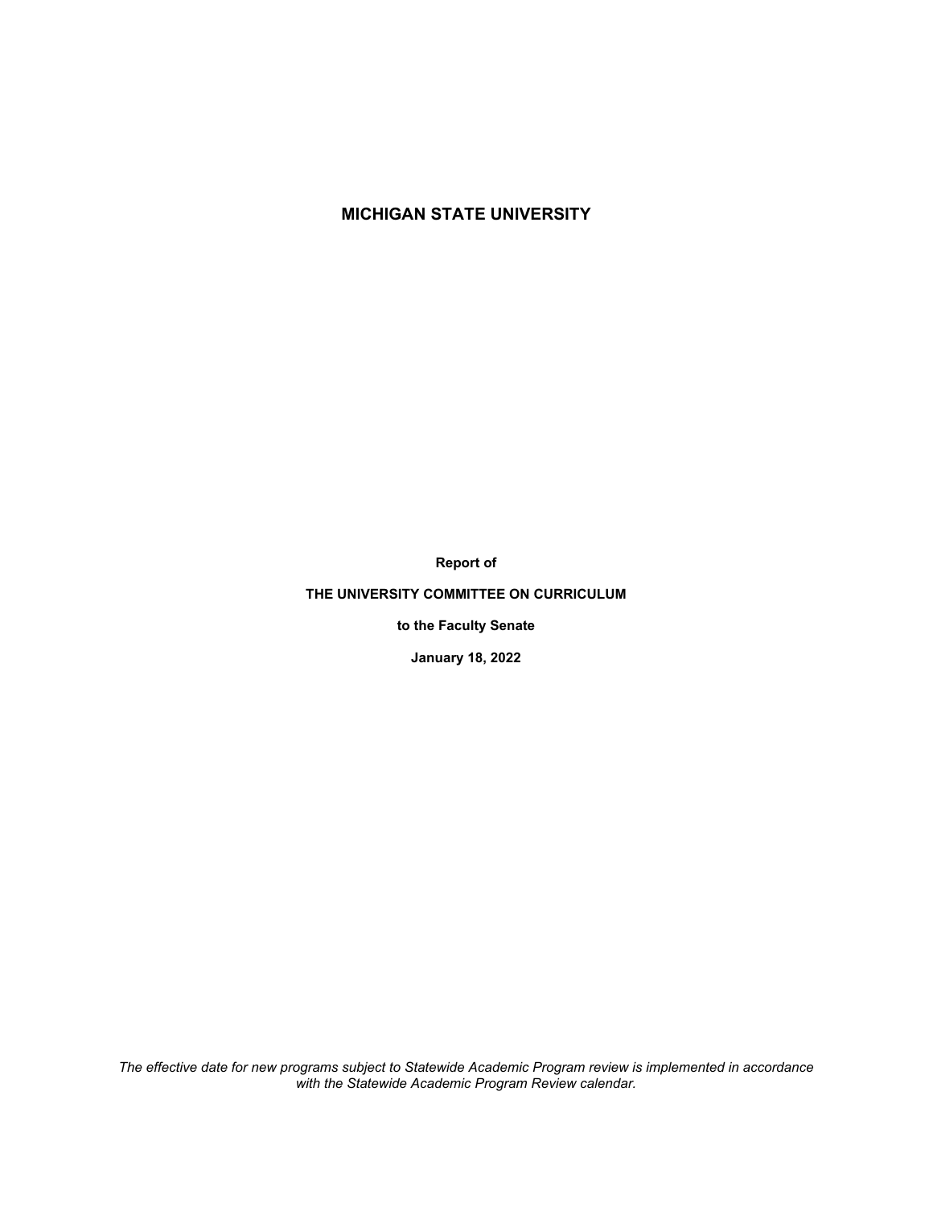# MICHIGAN STATE UNIVERSITY

**Report of**

**THE UNIVERSITY COMMITTEE ON CURRICULUM**

**to the Faculty Senate**

**January 18, 2022**

*The effective date for new programs subject to Statewide Academic Program review is implemented in accordance with the Statewide Academic Program Review calendar.*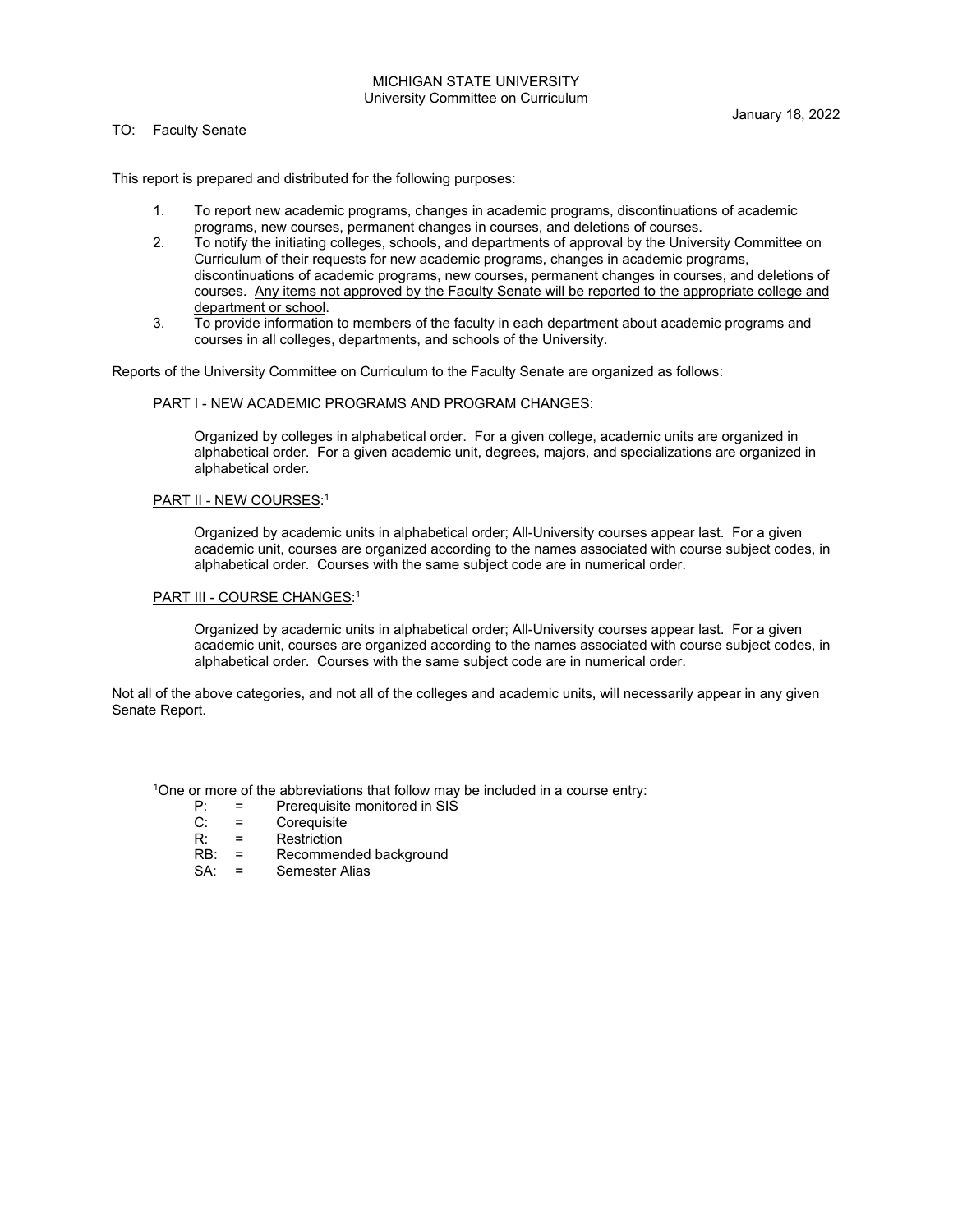MICHIGAN STATE UNIVERSITY
University Committee on Curriculum

January 18, 2022

TO: Faculty Senate

This report is prepared and distributed for the following purposes:

1. To report new academic programs, changes in academic programs, discontinuations of academic programs, new courses, permanent changes in courses, and deletions of courses.
2. To notify the initiating colleges, schools, and departments of approval by the University Committee on Curriculum of their requests for new academic programs, changes in academic programs, discontinuations of academic programs, new courses, permanent changes in courses, and deletions of courses. <u>Any items not approved by the Faculty Senate will be reported to the appropriate college and department or school</u>.
3. To provide information to members of the faculty in each department about academic programs and courses in all colleges, departments, and schools of the University.

Reports of the University Committee on Curriculum to the Faculty Senate are organized as follows:

<u>PART I - NEW ACADEMIC PROGRAMS AND PROGRAM CHANGES</u>:

Organized by colleges in alphabetical order. For a given college, academic units are organized in alphabetical order. For a given academic unit, degrees, majors, and specializations are organized in alphabetical order.

<u>PART II - NEW COURSES</u>:[1]

Organized by academic units in alphabetical order; All-University courses appear last. For a given academic unit, courses are organized according to the names associated with course subject codes, in alphabetical order. Courses with the same subject code are in numerical order.

<u>PART III - COURSE CHANGES</u>:[1]

Organized by academic units in alphabetical order; All-University courses appear last. For a given academic unit, courses are organized according to the names associated with course subject codes, in alphabetical order. Courses with the same subject code are in numerical order.

Not all of the above categories, and not all of the colleges and academic units, will necessarily appear in any given Senate Report.

[1]One or more of the abbreviations that follow may be included in a course entry:

- P: = Prerequisite monitored in SIS
- C: = Corequisite
- R: = Restriction
- RB: = Recommended background
- SA: = Semester Alias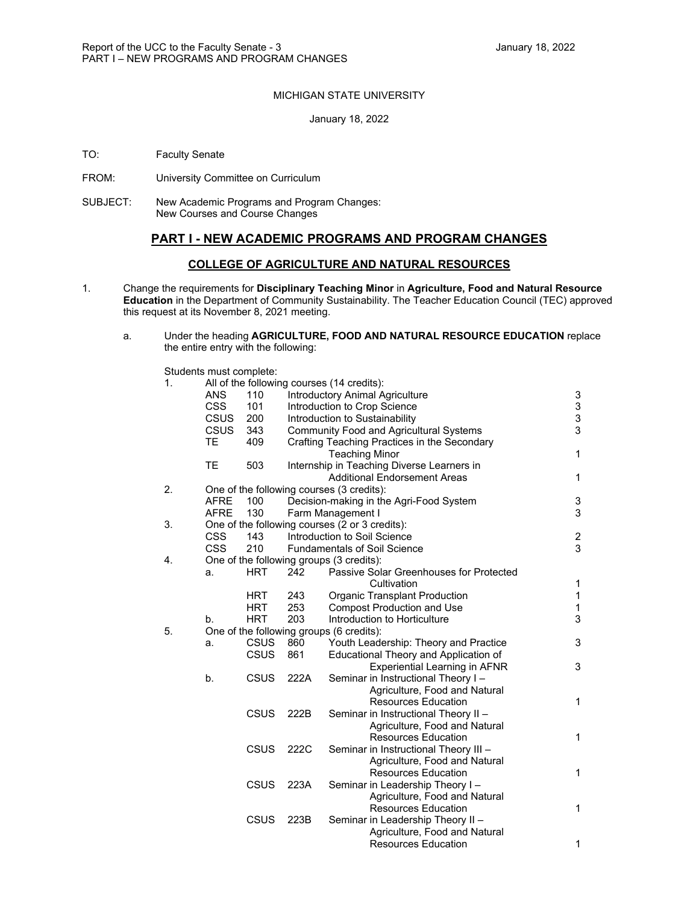MICHIGAN STATE UNIVERSITY

January 18, 2022

TO: Faculty Senate

FROM: University Committee on Curriculum

SUBJECT: New Academic Programs and Program Changes: New Courses and Course Changes

## PART I - NEW ACADEMIC PROGRAMS AND PROGRAM CHANGES

### COLLEGE OF AGRICULTURE AND NATURAL RESOURCES

1. Change the requirements for **Disciplinary Teaching Minor** in **Agriculture, Food and Natural Resource Education** in the Department of Community Sustainability. The Teacher Education Council (TEC) approved this request at its November 8, 2021 meeting.

   a. Under the heading **AGRICULTURE, FOOD AND NATURAL RESOURCE EDUCATION** replace the entire entry with the following:

Students must complete:

1. All of the following courses (14 credits):

| | | | |
|---|---|---|---|
| ANS | 110 | Introductory Animal Agriculture | 3 |
| CSS | 101 | Introduction to Crop Science | 3 |
| CSUS | 200 | Introduction to Sustainability | 3 |
| CSUS | 343 | Community Food and Agricultural Systems | 3 |
| TE | 409 | Crafting Teaching Practices in the Secondary Teaching Minor | 1 |
| TE | 503 | Internship in Teaching Diverse Learners in Additional Endorsement Areas | 1 |

2. One of the following courses (3 credits):

| | | | |
|---|---|---|---|
| AFRE | 100 | Decision-making in the Agri-Food System | 3 |
| AFRE | 130 | Farm Management I | 3 |

3. One of the following courses (2 or 3 credits):

| | | | |
|---|---|---|---|
| CSS | 143 | Introduction to Soil Science | 2 |
| CSS | 210 | Fundamentals of Soil Science | 3 |

4. One of the following groups (3 credits):

| | | | | |
|---|---|---|---|---|
| a. | HRT | 242 | Passive Solar Greenhouses for Protected Cultivation | 1 |
| | HRT | 243 | Organic Transplant Production | 1 |
| | HRT | 253 | Compost Production and Use | 1 |
| b. | HRT | 203 | Introduction to Horticulture | 3 |

5. One of the following groups (6 credits):

| | | | | |
|---|---|---|---|---|
| a. | CSUS | 860 | Youth Leadership: Theory and Practice | 3 |
| | CSUS | 861 | Educational Theory and Application of Experiential Learning in AFNR | 3 |
| b. | CSUS | 222A | Seminar in Instructional Theory I – Agriculture, Food and Natural Resources Education | 1 |
| | CSUS | 222B | Seminar in Instructional Theory II – Agriculture, Food and Natural Resources Education | 1 |
| | CSUS | 222C | Seminar in Instructional Theory III – Agriculture, Food and Natural Resources Education | 1 |
| | CSUS | 223A | Seminar in Leadership Theory I – Agriculture, Food and Natural Resources Education | 1 |
| | CSUS | 223B | Seminar in Leadership Theory II – Agriculture, Food and Natural Resources Education | 1 |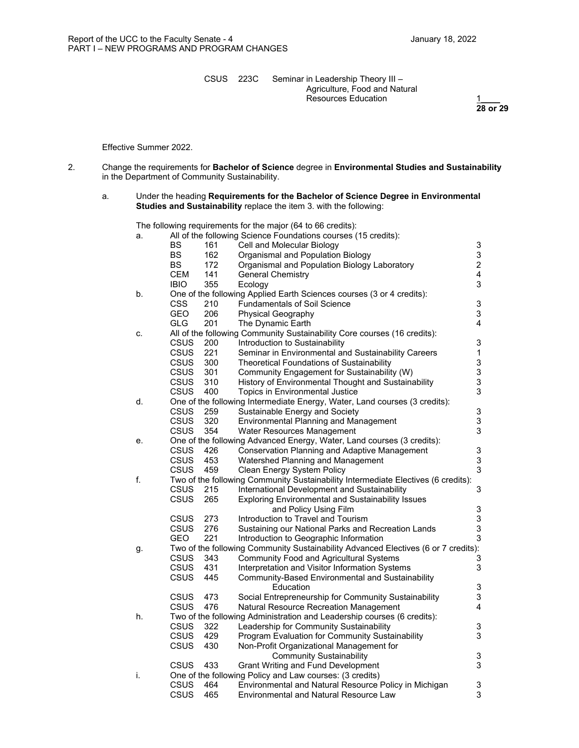| | | | |
|---|---|---|---|
| CSUS | 223C | Seminar in Leadership Theory III – Agriculture, Food and Natural Resources Education | 1 |
| | | | **28 or 29** |

Effective Summer 2022.

2. Change the requirements for **Bachelor of Science** degree in **Environmental Studies and Sustainability** in the Department of Community Sustainability.

   a. Under the heading **Requirements for the Bachelor of Science Degree in Environmental Studies and Sustainability** replace the item 3. with the following:

   The following requirements for the major (64 to 66 credits):

   a. All of the following Science Foundations courses (15 credits):

| | | | |
|---|---|---|---|
| BS | 161 | Cell and Molecular Biology | 3 |
| BS | 162 | Organismal and Population Biology | 3 |
| BS | 172 | Organismal and Population Biology Laboratory | 2 |
| CEM | 141 | General Chemistry | 4 |
| IBIO | 355 | Ecology | 3 |

   b. One of the following Applied Earth Sciences courses (3 or 4 credits):

| | | | |
|---|---|---|---|
| CSS | 210 | Fundamentals of Soil Science | 3 |
| GEO | 206 | Physical Geography | 3 |
| GLG | 201 | The Dynamic Earth | 4 |

   c. All of the following Community Sustainability Core courses (16 credits):

| | | | |
|---|---|---|---|
| CSUS | 200 | Introduction to Sustainability | 3 |
| CSUS | 221 | Seminar in Environmental and Sustainability Careers | 1 |
| CSUS | 300 | Theoretical Foundations of Sustainability | 3 |
| CSUS | 301 | Community Engagement for Sustainability (W) | 3 |
| CSUS | 310 | History of Environmental Thought and Sustainability | 3 |
| CSUS | 400 | Topics in Environmental Justice | 3 |

   d. One of the following Intermediate Energy, Water, Land courses (3 credits):

| | | | |
|---|---|---|---|
| CSUS | 259 | Sustainable Energy and Society | 3 |
| CSUS | 320 | Environmental Planning and Management | 3 |
| CSUS | 354 | Water Resources Management | 3 |

   e. One of the following Advanced Energy, Water, Land courses (3 credits):

| | | | |
|---|---|---|---|
| CSUS | 426 | Conservation Planning and Adaptive Management | 3 |
| CSUS | 453 | Watershed Planning and Management | 3 |
| CSUS | 459 | Clean Energy System Policy | 3 |

   f. Two of the following Community Sustainability Intermediate Electives (6 credits):

| | | | |
|---|---|---|---|
| CSUS | 215 | International Development and Sustainability | 3 |
| CSUS | 265 | Exploring Environmental and Sustainability Issues and Policy Using Film | 3 |
| CSUS | 273 | Introduction to Travel and Tourism | 3 |
| CSUS | 276 | Sustaining our National Parks and Recreation Lands | 3 |
| GEO | 221 | Introduction to Geographic Information | 3 |

   g. Two of the following Community Sustainability Advanced Electives (6 or 7 credits):

| | | | |
|---|---|---|---|
| CSUS | 343 | Community Food and Agricultural Systems | 3 |
| CSUS | 431 | Interpretation and Visitor Information Systems | 3 |
| CSUS | 445 | Community-Based Environmental and Sustainability Education | 3 |
| CSUS | 473 | Social Entrepreneurship for Community Sustainability | 3 |
| CSUS | 476 | Natural Resource Recreation Management | 4 |

   h. Two of the following Administration and Leadership courses (6 credits):

| | | | |
|---|---|---|---|
| CSUS | 322 | Leadership for Community Sustainability | 3 |
| CSUS | 429 | Program Evaluation for Community Sustainability | 3 |
| CSUS | 430 | Non-Profit Organizational Management for Community Sustainability | 3 |
| CSUS | 433 | Grant Writing and Fund Development | 3 |

   i. One of the following Policy and Law courses: (3 credits)

| | | | |
|---|---|---|---|
| CSUS | 464 | Environmental and Natural Resource Policy in Michigan | 3 |
| CSUS | 465 | Environmental and Natural Resource Law | 3 |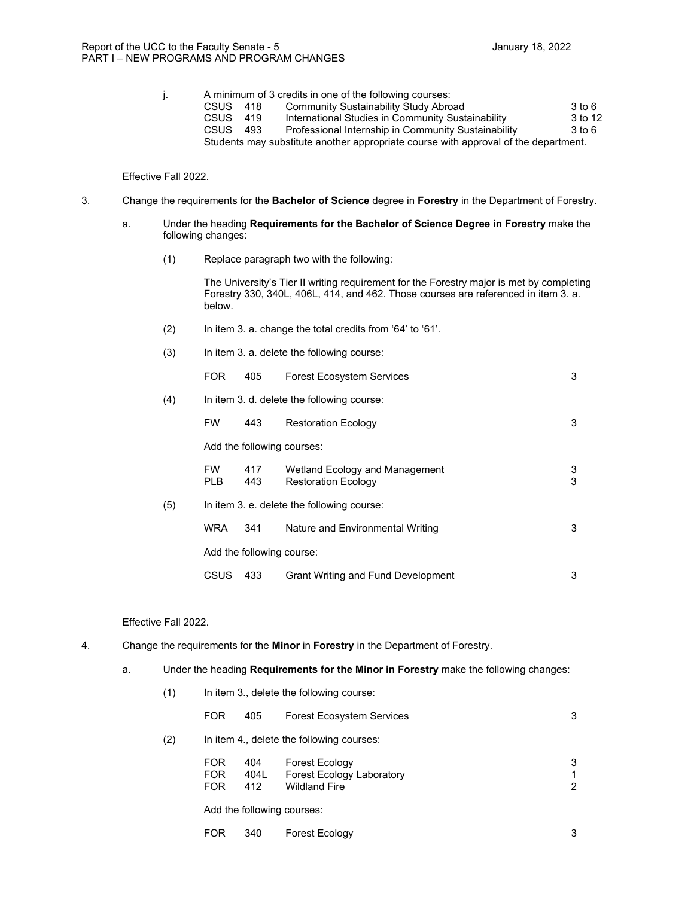j. A minimum of 3 credits in one of the following courses:

| | | | |
|---|---|---|---|
| CSUS | 418 | Community Sustainability Study Abroad | 3 to 6 |
| CSUS | 419 | International Studies in Community Sustainability | 3 to 12 |
| CSUS | 493 | Professional Internship in Community Sustainability | 3 to 6 |

Students may substitute another appropriate course with approval of the department.

Effective Fall 2022.

3. Change the requirements for the **Bachelor of Science** degree in **Forestry** in the Department of Forestry.

   a. Under the heading **Requirements for the Bachelor of Science Degree in Forestry** make the following changes:

      (1) Replace paragraph two with the following:

      The University's Tier II writing requirement for the Forestry major is met by completing Forestry 330, 340L, 406L, 414, and 462. Those courses are referenced in item 3. a. below.

      (2) In item 3. a. change the total credits from '64' to '61'.

      (3) In item 3. a. delete the following course:

      | | | | |
      |---|---|---|---|
      | FOR | 405 | Forest Ecosystem Services | 3 |

      (4) In item 3. d. delete the following course:

      | | | | |
      |---|---|---|---|
      | FW | 443 | Restoration Ecology | 3 |

      Add the following courses:

      | | | | |
      |---|---|---|---|
      | FW | 417 | Wetland Ecology and Management | 3 |
      | PLB | 443 | Restoration Ecology | 3 |

      (5) In item 3. e. delete the following course:

      | | | | |
      |---|---|---|---|
      | WRA | 341 | Nature and Environmental Writing | 3 |

      Add the following course:

      | | | | |
      |---|---|---|---|
      | CSUS | 433 | Grant Writing and Fund Development | 3 |

Effective Fall 2022.

4. Change the requirements for the **Minor** in **Forestry** in the Department of Forestry.

   a. Under the heading **Requirements for the Minor in Forestry** make the following changes:

      (1) In item 3., delete the following course:

      | | | | |
      |---|---|---|---|
      | FOR | 405 | Forest Ecosystem Services | 3 |

      (2) In item 4., delete the following courses:

      | | | | |
      |---|---|---|---|
      | FOR | 404 | Forest Ecology | 3 |
      | FOR | 404L | Forest Ecology Laboratory | 1 |
      | FOR | 412 | Wildland Fire | 2 |

      Add the following courses:

      | | | | |
      |---|---|---|---|
      | FOR | 340 | Forest Ecology | 3 |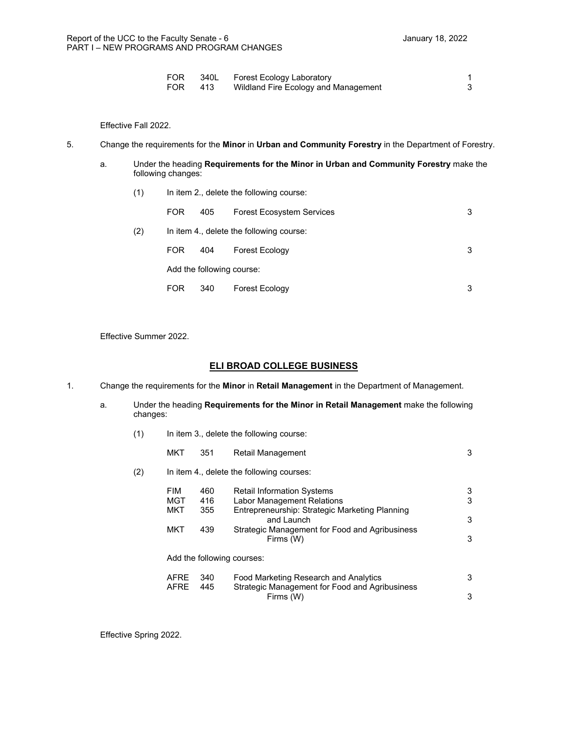| | | | |
|---|---|---|---|
| FOR | 340L | Forest Ecology Laboratory | 1 |
| FOR | 413 | Wildland Fire Ecology and Management | 3 |

Effective Fall 2022.

5. Change the requirements for the **Minor** in **Urban and Community Forestry** in the Department of Forestry.

   a. Under the heading **Requirements for the Minor in Urban and Community Forestry** make the following changes:

      (1) In item 2., delete the following course:

      | | | | |
      |---|---|---|---|
      | FOR | 405 | Forest Ecosystem Services | 3 |

      (2) In item 4., delete the following course:

      | | | | |
      |---|---|---|---|
      | FOR | 404 | Forest Ecology | 3 |

      Add the following course:

      | | | | |
      |---|---|---|---|
      | FOR | 340 | Forest Ecology | 3 |

Effective Summer 2022.

## ELI BROAD COLLEGE BUSINESS

1. Change the requirements for the **Minor** in **Retail Management** in the Department of Management.

   a. Under the heading **Requirements for the Minor in Retail Management** make the following changes:

      (1) In item 3., delete the following course:

      | | | | |
      |---|---|---|---|
      | MKT | 351 | Retail Management | 3 |

      (2) In item 4., delete the following courses:

      | | | | |
      |---|---|---|---|
      | FIM | 460 | Retail Information Systems | 3 |
      | MGT | 416 | Labor Management Relations | 3 |
      | MKT | 355 | Entrepreneurship: Strategic Marketing Planning and Launch | 3 |
      | MKT | 439 | Strategic Management for Food and Agribusiness Firms (W) | 3 |

      Add the following courses:

      | | | | |
      |---|---|---|---|
      | AFRE | 340 | Food Marketing Research and Analytics | 3 |
      | AFRE | 445 | Strategic Management for Food and Agribusiness Firms (W) | 3 |

Effective Spring 2022.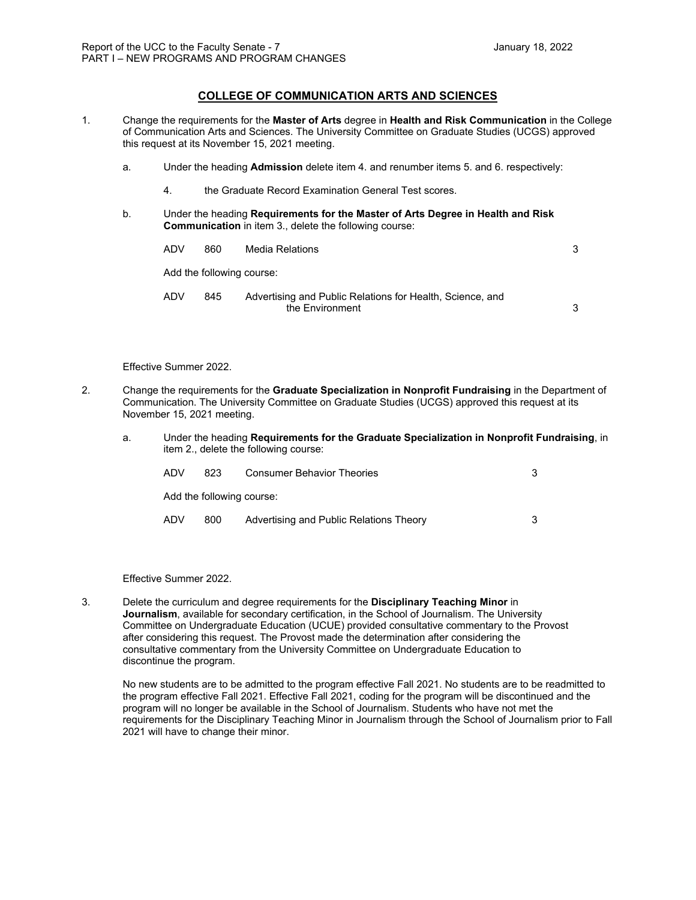## COLLEGE OF COMMUNICATION ARTS AND SCIENCES

1. Change the requirements for the **Master of Arts** degree in **Health and Risk Communication** in the College of Communication Arts and Sciences. The University Committee on Graduate Studies (UCGS) approved this request at its November 15, 2021 meeting.

   a. Under the heading **Admission** delete item 4. and renumber items 5. and 6. respectively:

      4. the Graduate Record Examination General Test scores.

   b. Under the heading **Requirements for the Master of Arts Degree in Health and Risk Communication** in item 3., delete the following course:

      | | | | |
      |---|---|---|---|
      | ADV | 860 | Media Relations | 3 |

      Add the following course:

      | | | | |
      |---|---|---|---|
      | ADV | 845 | Advertising and Public Relations for Health, Science, and the Environment | 3 |

   Effective Summer 2022.

2. Change the requirements for the **Graduate Specialization in Nonprofit Fundraising** in the Department of Communication. The University Committee on Graduate Studies (UCGS) approved this request at its November 15, 2021 meeting.

   a. Under the heading **Requirements for the Graduate Specialization in Nonprofit Fundraising**, in item 2., delete the following course:

      | | | | |
      |---|---|---|---|
      | ADV | 823 | Consumer Behavior Theories | 3 |

      Add the following course:

      | | | | |
      |---|---|---|---|
      | ADV | 800 | Advertising and Public Relations Theory | 3 |

   Effective Summer 2022.

3. Delete the curriculum and degree requirements for the **Disciplinary Teaching Minor** in **Journalism**, available for secondary certification, in the School of Journalism. The University Committee on Undergraduate Education (UCUE) provided consultative commentary to the Provost after considering this request. The Provost made the determination after considering the consultative commentary from the University Committee on Undergraduate Education to discontinue the program.

   No new students are to be admitted to the program effective Fall 2021. No students are to be readmitted to the program effective Fall 2021. Effective Fall 2021, coding for the program will be discontinued and the program will no longer be available in the School of Journalism. Students who have not met the requirements for the Disciplinary Teaching Minor in Journalism through the School of Journalism prior to Fall 2021 will have to change their minor.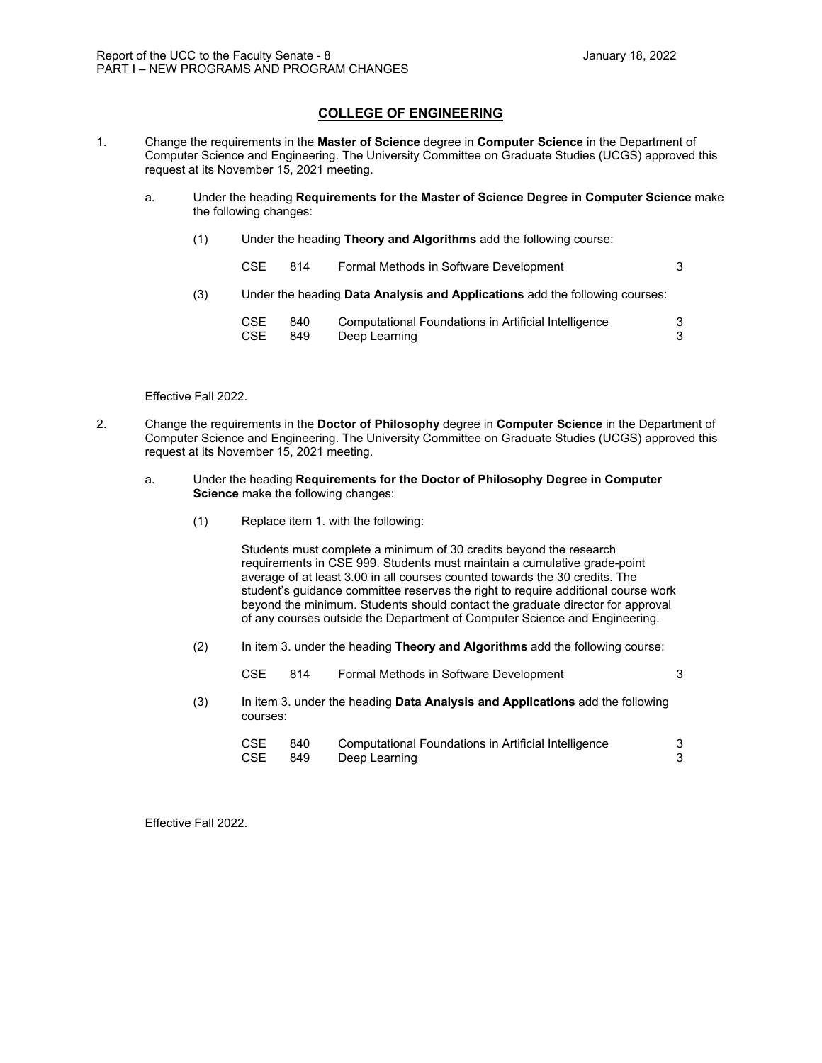## COLLEGE OF ENGINEERING

1. Change the requirements in the **Master of Science** degree in **Computer Science** in the Department of Computer Science and Engineering. The University Committee on Graduate Studies (UCGS) approved this request at its November 15, 2021 meeting.

   a. Under the heading **Requirements for the Master of Science Degree in Computer Science** make the following changes:

      (1) Under the heading **Theory and Algorithms** add the following course:

      | | | | |
      |---|---|---|---|
      | CSE | 814 | Formal Methods in Software Development | 3 |

      (3) Under the heading **Data Analysis and Applications** add the following courses:

      | | | | |
      |---|---|---|---|
      | CSE | 840 | Computational Foundations in Artificial Intelligence | 3 |
      | CSE | 849 | Deep Learning | 3 |

   Effective Fall 2022.

2. Change the requirements in the **Doctor of Philosophy** degree in **Computer Science** in the Department of Computer Science and Engineering. The University Committee on Graduate Studies (UCGS) approved this request at its November 15, 2021 meeting.

   a. Under the heading **Requirements for the Doctor of Philosophy Degree in Computer Science** make the following changes:

      (1) Replace item 1. with the following:

      Students must complete a minimum of 30 credits beyond the research requirements in CSE 999. Students must maintain a cumulative grade-point average of at least 3.00 in all courses counted towards the 30 credits. The student's guidance committee reserves the right to require additional course work beyond the minimum. Students should contact the graduate director for approval of any courses outside the Department of Computer Science and Engineering.

      (2) In item 3. under the heading **Theory and Algorithms** add the following course:

      | | | | |
      |---|---|---|---|
      | CSE | 814 | Formal Methods in Software Development | 3 |

      (3) In item 3. under the heading **Data Analysis and Applications** add the following courses:

      | | | | |
      |---|---|---|---|
      | CSE | 840 | Computational Foundations in Artificial Intelligence | 3 |
      | CSE | 849 | Deep Learning | 3 |

   Effective Fall 2022.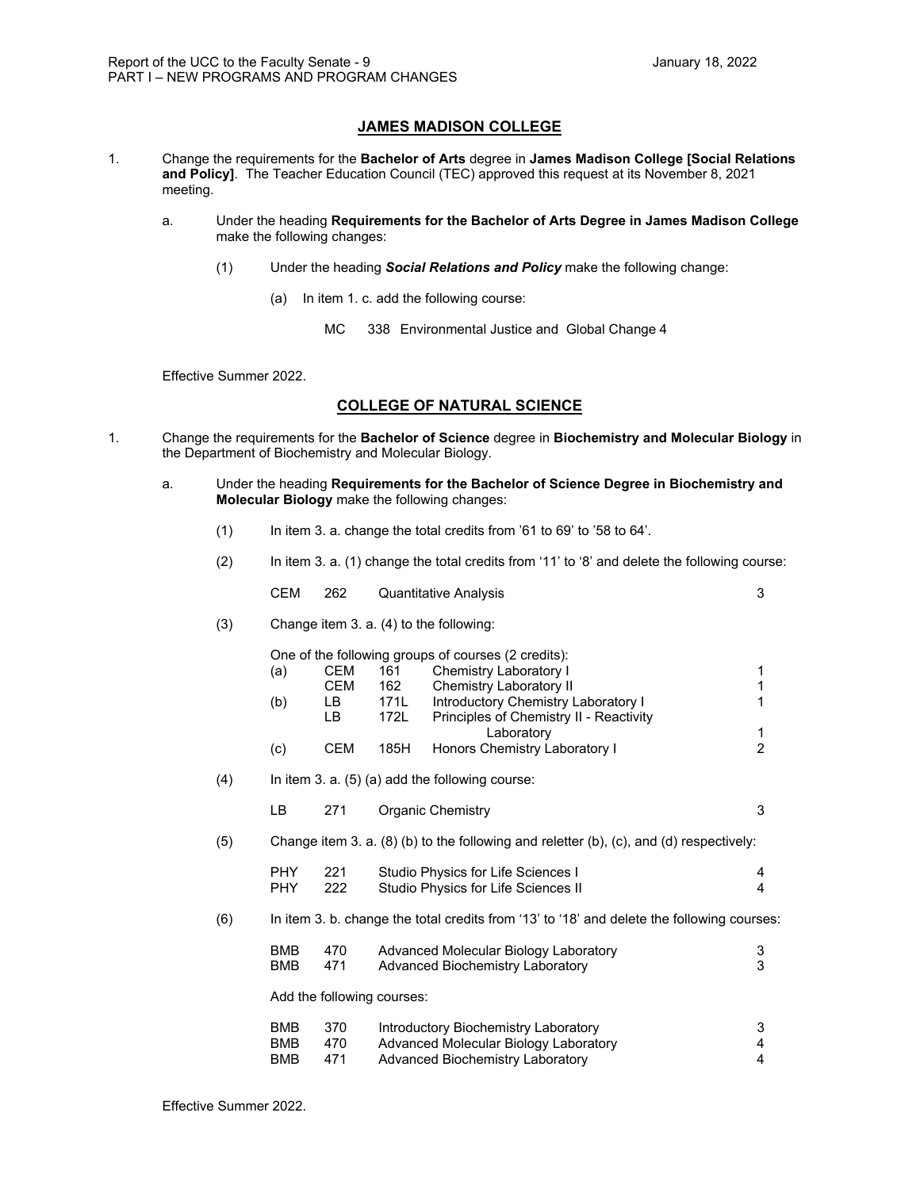## JAMES MADISON COLLEGE

1. Change the requirements for the **Bachelor of Arts** degree in **James Madison College [Social Relations and Policy]**. The Teacher Education Council (TEC) approved this request at its November 8, 2021 meeting.

   a. Under the heading **Requirements for the Bachelor of Arts Degree in James Madison College** make the following changes:

      (1) Under the heading ***Social Relations and Policy*** make the following change:

         (a) In item 1. c. add the following course:

| | | | |
|---|---|---|---|
| MC | 338 | Environmental Justice and Global Change | 4 |

Effective Summer 2022.

## COLLEGE OF NATURAL SCIENCE

1. Change the requirements for the **Bachelor of Science** degree in **Biochemistry and Molecular Biology** in the Department of Biochemistry and Molecular Biology.

   a. Under the heading **Requirements for the Bachelor of Science Degree in Biochemistry and Molecular Biology** make the following changes:

      (1) In item 3. a. change the total credits from '61 to 69' to '58 to 64'.

      (2) In item 3. a. (1) change the total credits from '11' to '8' and delete the following course:

| | | | |
|---|---|---|---|
| CEM | 262 | Quantitative Analysis | 3 |

      (3) Change item 3. a. (4) to the following:

One of the following groups of courses (2 credits):

| | | | | |
|---|---|---|---|---|
| (a) | CEM | 161 | Chemistry Laboratory I | 1 |
| | CEM | 162 | Chemistry Laboratory II | 1 |
| (b) | LB | 171L | Introductory Chemistry Laboratory I | 1 |
| | LB | 172L | Principles of Chemistry II - Reactivity Laboratory | 1 |
| (c) | CEM | 185H | Honors Chemistry Laboratory I | 2 |

      (4) In item 3. a. (5) (a) add the following course:

| | | | |
|---|---|---|---|
| LB | 271 | Organic Chemistry | 3 |

      (5) Change item 3. a. (8) (b) to the following and reletter (b), (c), and (d) respectively:

| | | | |
|---|---|---|---|
| PHY | 221 | Studio Physics for Life Sciences I | 4 |
| PHY | 222 | Studio Physics for Life Sciences II | 4 |

      (6) In item 3. b. change the total credits from '13' to '18' and delete the following courses:

| | | | |
|---|---|---|---|
| BMB | 470 | Advanced Molecular Biology Laboratory | 3 |
| BMB | 471 | Advanced Biochemistry Laboratory | 3 |

Add the following courses:

| | | | |
|---|---|---|---|
| BMB | 370 | Introductory Biochemistry Laboratory | 3 |
| BMB | 470 | Advanced Molecular Biology Laboratory | 4 |
| BMB | 471 | Advanced Biochemistry Laboratory | 4 |

Effective Summer 2022.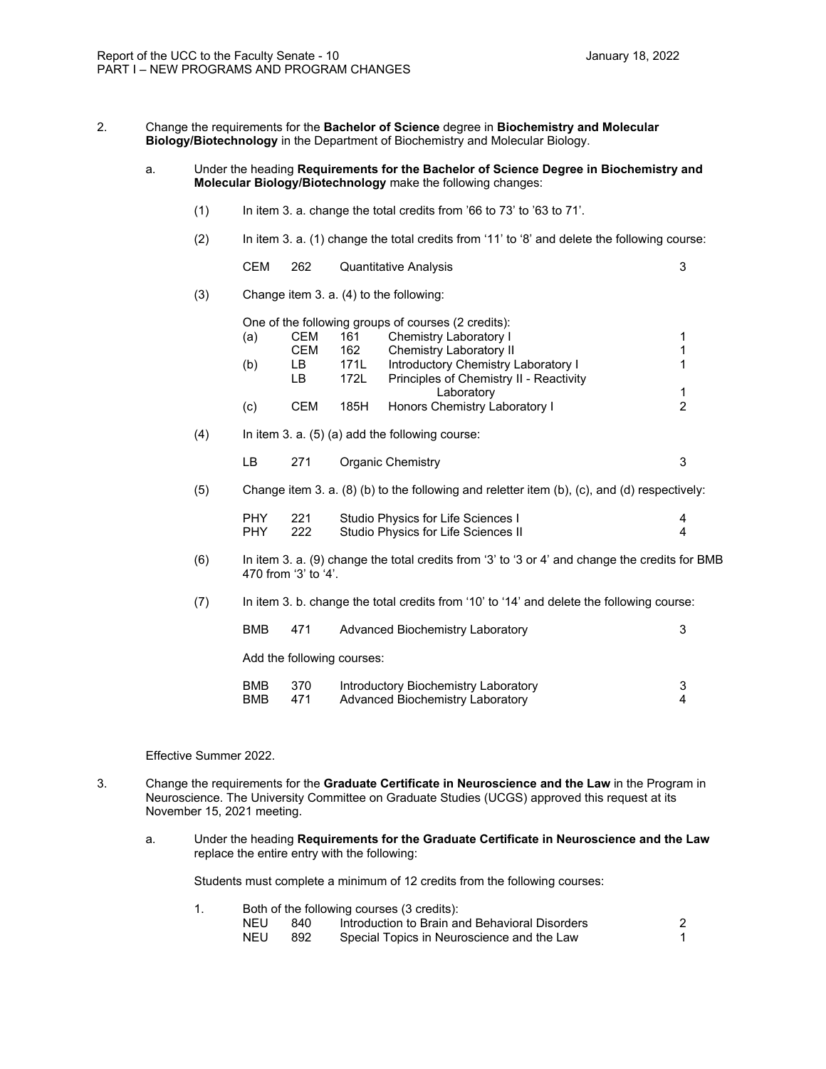2. Change the requirements for the **Bachelor of Science** degree in **Biochemistry and Molecular Biology/Biotechnology** in the Department of Biochemistry and Molecular Biology.

   a. Under the heading **Requirements for the Bachelor of Science Degree in Biochemistry and Molecular Biology/Biotechnology** make the following changes:

      (1) In item 3. a. change the total credits from '66 to 73' to '63 to 71'.

      (2) In item 3. a. (1) change the total credits from '11' to '8' and delete the following course:

      | | | | |
      |---|---|---|---|
      | CEM | 262 | Quantitative Analysis | 3 |

      (3) Change item 3. a. (4) to the following:

      One of the following groups of courses (2 credits):

      | | | | | |
      |---|---|---|---|---|
      | (a) | CEM | 161 | Chemistry Laboratory I | 1 |
      | | CEM | 162 | Chemistry Laboratory II | 1 |
      | (b) | LB | 171L | Introductory Chemistry Laboratory I | 1 |
      | | LB | 172L | Principles of Chemistry II - Reactivity Laboratory | 1 |
      | (c) | CEM | 185H | Honors Chemistry Laboratory I | 2 |

      (4) In item 3. a. (5) (a) add the following course:

      | | | | |
      |---|---|---|---|
      | LB | 271 | Organic Chemistry | 3 |

      (5) Change item 3. a. (8) (b) to the following and reletter item (b), (c), and (d) respectively:

      | | | | |
      |---|---|---|---|
      | PHY | 221 | Studio Physics for Life Sciences I | 4 |
      | PHY | 222 | Studio Physics for Life Sciences II | 4 |

      (6) In item 3. a. (9) change the total credits from '3' to '3 or 4' and change the credits for BMB 470 from '3' to '4'.

      (7) In item 3. b. change the total credits from '10' to '14' and delete the following course:

      | | | | |
      |---|---|---|---|
      | BMB | 471 | Advanced Biochemistry Laboratory | 3 |

      Add the following courses:

      | | | | |
      |---|---|---|---|
      | BMB | 370 | Introductory Biochemistry Laboratory | 3 |
      | BMB | 471 | Advanced Biochemistry Laboratory | 4 |

   Effective Summer 2022.

3. Change the requirements for the **Graduate Certificate in Neuroscience and the Law** in the Program in Neuroscience. The University Committee on Graduate Studies (UCGS) approved this request at its November 15, 2021 meeting.

   a. Under the heading **Requirements for the Graduate Certificate in Neuroscience and the Law** replace the entire entry with the following:

      Students must complete a minimum of 12 credits from the following courses:

      1. Both of the following courses (3 credits):

      | | | | |
      |---|---|---|---|
      | NEU | 840 | Introduction to Brain and Behavioral Disorders | 2 |
      | NEU | 892 | Special Topics in Neuroscience and the Law | 1 |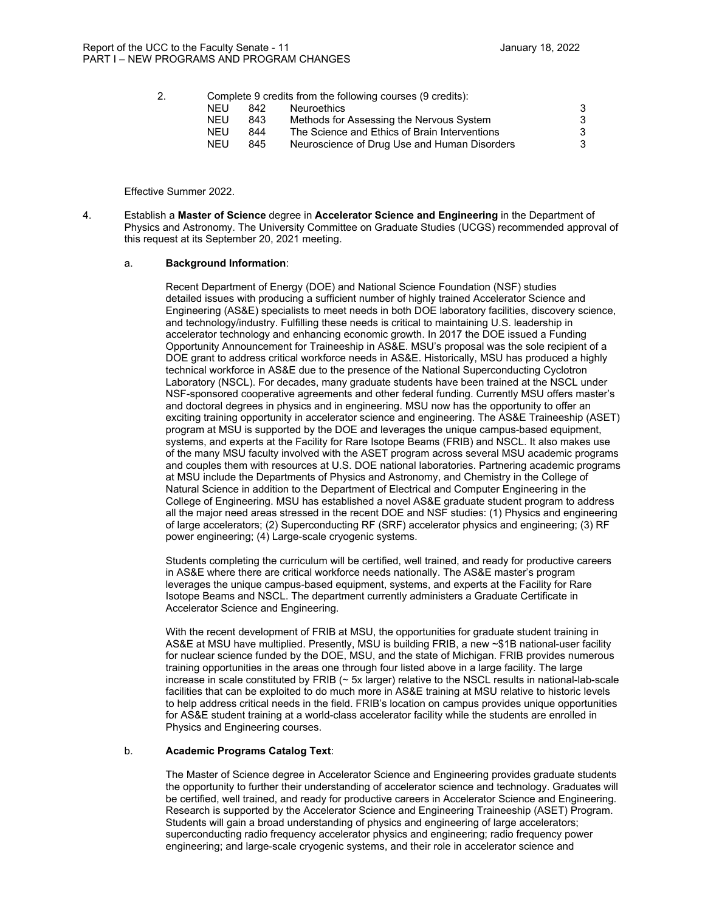2. Complete 9 credits from the following courses (9 credits):

| | | | |
|---|---|---|---|
| NEU | 842 | Neuroethics | 3 |
| NEU | 843 | Methods for Assessing the Nervous System | 3 |
| NEU | 844 | The Science and Ethics of Brain Interventions | 3 |
| NEU | 845 | Neuroscience of Drug Use and Human Disorders | 3 |

Effective Summer 2022.

4. Establish a **Master of Science** degree in **Accelerator Science and Engineering** in the Department of Physics and Astronomy. The University Committee on Graduate Studies (UCGS) recommended approval of this request at its September 20, 2021 meeting.

   a. **Background Information**:

   Recent Department of Energy (DOE) and National Science Foundation (NSF) studies detailed issues with producing a sufficient number of highly trained Accelerator Science and Engineering (AS&E) specialists to meet needs in both DOE laboratory facilities, discovery science, and technology/industry. Fulfilling these needs is critical to maintaining U.S. leadership in accelerator technology and enhancing economic growth. In 2017 the DOE issued a Funding Opportunity Announcement for Traineeship in AS&E. MSU's proposal was the sole recipient of a DOE grant to address critical workforce needs in AS&E. Historically, MSU has produced a highly technical workforce in AS&E due to the presence of the National Superconducting Cyclotron Laboratory (NSCL). For decades, many graduate students have been trained at the NSCL under NSF-sponsored cooperative agreements and other federal funding. Currently MSU offers master's and doctoral degrees in physics and in engineering. MSU now has the opportunity to offer an exciting training opportunity in accelerator science and engineering. The AS&E Traineeship (ASET) program at MSU is supported by the DOE and leverages the unique campus-based equipment, systems, and experts at the Facility for Rare Isotope Beams (FRIB) and NSCL. It also makes use of the many MSU faculty involved with the ASET program across several MSU academic programs and couples them with resources at U.S. DOE national laboratories. Partnering academic programs at MSU include the Departments of Physics and Astronomy, and Chemistry in the College of Natural Science in addition to the Department of Electrical and Computer Engineering in the College of Engineering. MSU has established a novel AS&E graduate student program to address all the major need areas stressed in the recent DOE and NSF studies: (1) Physics and engineering of large accelerators; (2) Superconducting RF (SRF) accelerator physics and engineering; (3) RF power engineering; (4) Large-scale cryogenic systems.

   Students completing the curriculum will be certified, well trained, and ready for productive careers in AS&E where there are critical workforce needs nationally. The AS&E master's program leverages the unique campus-based equipment, systems, and experts at the Facility for Rare Isotope Beams and NSCL. The department currently administers a Graduate Certificate in Accelerator Science and Engineering.

   With the recent development of FRIB at MSU, the opportunities for graduate student training in AS&E at MSU have multiplied. Presently, MSU is building FRIB, a new ~$1B national-user facility for nuclear science funded by the DOE, MSU, and the state of Michigan. FRIB provides numerous training opportunities in the areas one through four listed above in a large facility. The large increase in scale constituted by FRIB (~ 5x larger) relative to the NSCL results in national-lab-scale facilities that can be exploited to do much more in AS&E training at MSU relative to historic levels to help address critical needs in the field. FRIB's location on campus provides unique opportunities for AS&E student training at a world-class accelerator facility while the students are enrolled in Physics and Engineering courses.

   b. **Academic Programs Catalog Text**:

   The Master of Science degree in Accelerator Science and Engineering provides graduate students the opportunity to further their understanding of accelerator science and technology. Graduates will be certified, well trained, and ready for productive careers in Accelerator Science and Engineering. Research is supported by the Accelerator Science and Engineering Traineeship (ASET) Program. Students will gain a broad understanding of physics and engineering of large accelerators; superconducting radio frequency accelerator physics and engineering; radio frequency power engineering; and large-scale cryogenic systems, and their role in accelerator science and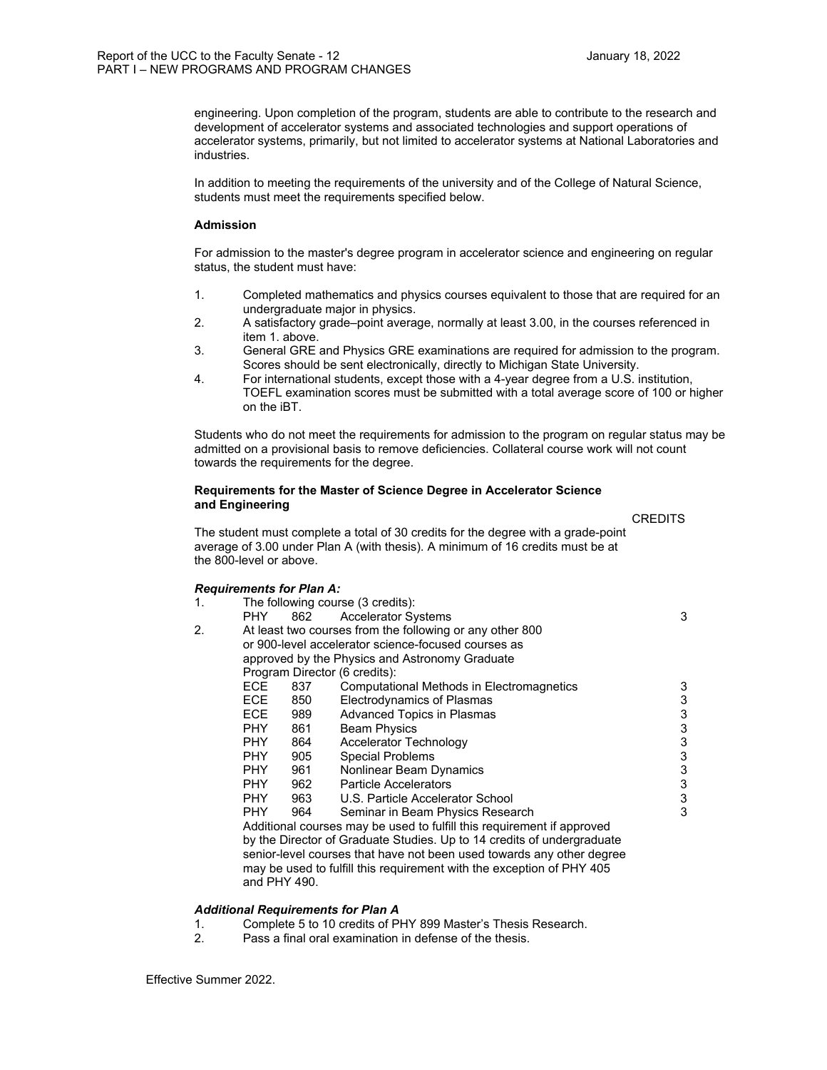engineering. Upon completion of the program, students are able to contribute to the research and development of accelerator systems and associated technologies and support operations of accelerator systems, primarily, but not limited to accelerator systems at National Laboratories and industries.

In addition to meeting the requirements of the university and of the College of Natural Science, students must meet the requirements specified below.

**Admission**

For admission to the master's degree program in accelerator science and engineering on regular status, the student must have:

1. Completed mathematics and physics courses equivalent to those that are required for an undergraduate major in physics.
2. A satisfactory grade–point average, normally at least 3.00, in the courses referenced in item 1. above.
3. General GRE and Physics GRE examinations are required for admission to the program. Scores should be sent electronically, directly to Michigan State University.
4. For international students, except those with a 4-year degree from a U.S. institution, TOEFL examination scores must be submitted with a total average score of 100 or higher on the iBT.

Students who do not meet the requirements for admission to the program on regular status may be admitted on a provisional basis to remove deficiencies. Collateral course work will not count towards the requirements for the degree.

**Requirements for the Master of Science Degree in Accelerator Science and Engineering**

CREDITS

The student must complete a total of 30 credits for the degree with a grade-point average of 3.00 under Plan A (with thesis). A minimum of 16 credits must be at the 800-level or above.

***Requirements for Plan A:***

1. The following course (3 credits):

| | | | CREDITS |
|---|---|---|---|
| PHY | 862 | Accelerator Systems | 3 |

2. At least two courses from the following or any other 800 or 900-level accelerator science-focused courses as approved by the Physics and Astronomy Graduate Program Director (6 credits):

| | | | CREDITS |
|---|---|---|---|
| ECE | 837 | Computational Methods in Electromagnetics | 3 |
| ECE | 850 | Electrodynamics of Plasmas | 3 |
| ECE | 989 | Advanced Topics in Plasmas | 3 |
| PHY | 861 | Beam Physics | 3 |
| PHY | 864 | Accelerator Technology | 3 |
| PHY | 905 | Special Problems | 3 |
| PHY | 961 | Nonlinear Beam Dynamics | 3 |
| PHY | 962 | Particle Accelerators | 3 |
| PHY | 963 | U.S. Particle Accelerator School | 3 |
| PHY | 964 | Seminar in Beam Physics Research | 3 |

Additional courses may be used to fulfill this requirement if approved by the Director of Graduate Studies. Up to 14 credits of undergraduate senior-level courses that have not been used towards any other degree may be used to fulfill this requirement with the exception of PHY 405 and PHY 490.

***Additional Requirements for Plan A***

1. Complete 5 to 10 credits of PHY 899 Master's Thesis Research.
2. Pass a final oral examination in defense of the thesis.

Effective Summer 2022.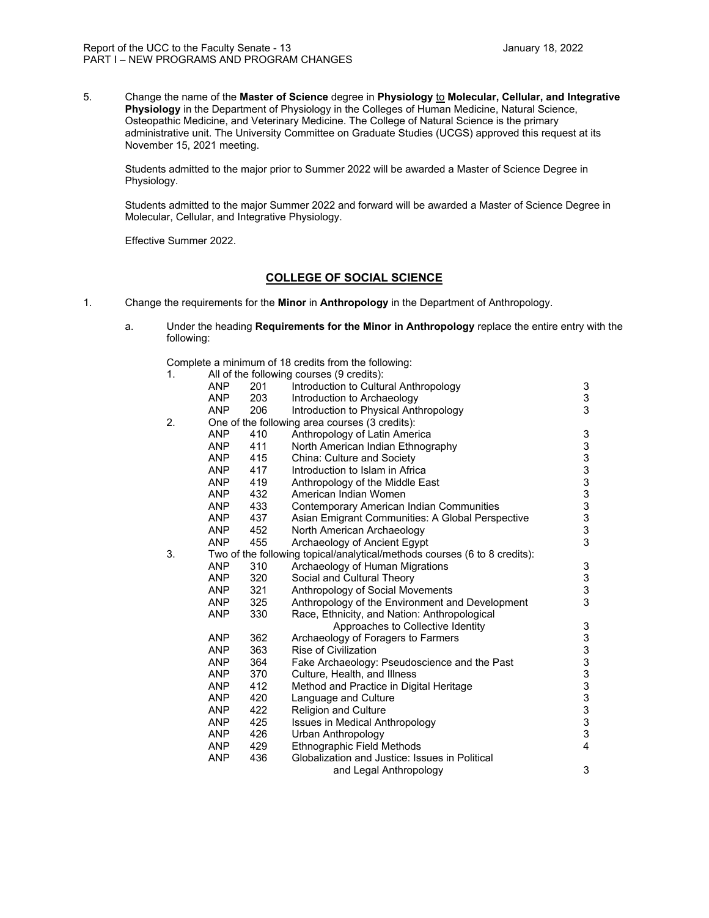5. Change the name of the **Master of Science** degree in **Physiology** to **Molecular, Cellular, and Integrative Physiology** in the Department of Physiology in the Colleges of Human Medicine, Natural Science, Osteopathic Medicine, and Veterinary Medicine. The College of Natural Science is the primary administrative unit. The University Committee on Graduate Studies (UCGS) approved this request at its November 15, 2021 meeting.

   Students admitted to the major prior to Summer 2022 will be awarded a Master of Science Degree in Physiology.

   Students admitted to the major Summer 2022 and forward will be awarded a Master of Science Degree in Molecular, Cellular, and Integrative Physiology.

   Effective Summer 2022.

## COLLEGE OF SOCIAL SCIENCE

1. Change the requirements for the **Minor** in **Anthropology** in the Department of Anthropology.

   a. Under the heading **Requirements for the Minor in Anthropology** replace the entire entry with the following:

      Complete a minimum of 18 credits from the following:

      1. All of the following courses (9 credits):

| | | | |
|---|---|---|---|
| ANP | 201 | Introduction to Cultural Anthropology | 3 |
| ANP | 203 | Introduction to Archaeology | 3 |
| ANP | 206 | Introduction to Physical Anthropology | 3 |

      2. One of the following area courses (3 credits):

| | | | |
|---|---|---|---|
| ANP | 410 | Anthropology of Latin America | 3 |
| ANP | 411 | North American Indian Ethnography | 3 |
| ANP | 415 | China: Culture and Society | 3 |
| ANP | 417 | Introduction to Islam in Africa | 3 |
| ANP | 419 | Anthropology of the Middle East | 3 |
| ANP | 432 | American Indian Women | 3 |
| ANP | 433 | Contemporary American Indian Communities | 3 |
| ANP | 437 | Asian Emigrant Communities: A Global Perspective | 3 |
| ANP | 452 | North American Archaeology | 3 |
| ANP | 455 | Archaeology of Ancient Egypt | 3 |

      3. Two of the following topical/analytical/methods courses (6 to 8 credits):

| | | | |
|---|---|---|---|
| ANP | 310 | Archaeology of Human Migrations | 3 |
| ANP | 320 | Social and Cultural Theory | 3 |
| ANP | 321 | Anthropology of Social Movements | 3 |
| ANP | 325 | Anthropology of the Environment and Development | 3 |
| ANP | 330 | Race, Ethnicity, and Nation: Anthropological Approaches to Collective Identity | 3 |
| ANP | 362 | Archaeology of Foragers to Farmers | 3 |
| ANP | 363 | Rise of Civilization | 3 |
| ANP | 364 | Fake Archaeology: Pseudoscience and the Past | 3 |
| ANP | 370 | Culture, Health, and Illness | 3 |
| ANP | 412 | Method and Practice in Digital Heritage | 3 |
| ANP | 420 | Language and Culture | 3 |
| ANP | 422 | Religion and Culture | 3 |
| ANP | 425 | Issues in Medical Anthropology | 3 |
| ANP | 426 | Urban Anthropology | 3 |
| ANP | 429 | Ethnographic Field Methods | 4 |
| ANP | 436 | Globalization and Justice: Issues in Political and Legal Anthropology | 3 |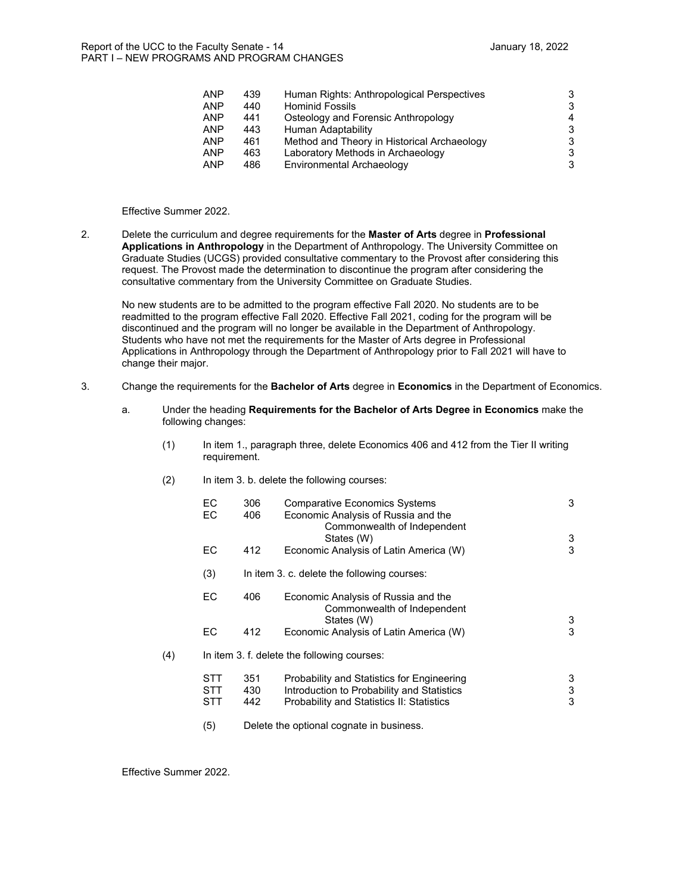| | | | |
|---|---|---|---|
| ANP | 439 | Human Rights: Anthropological Perspectives | 3 |
| ANP | 440 | Hominid Fossils | 3 |
| ANP | 441 | Osteology and Forensic Anthropology | 4 |
| ANP | 443 | Human Adaptability | 3 |
| ANP | 461 | Method and Theory in Historical Archaeology | 3 |
| ANP | 463 | Laboratory Methods in Archaeology | 3 |
| ANP | 486 | Environmental Archaeology | 3 |

Effective Summer 2022.

2. Delete the curriculum and degree requirements for the **Master of Arts** degree in **Professional Applications in Anthropology** in the Department of Anthropology. The University Committee on Graduate Studies (UCGS) provided consultative commentary to the Provost after considering this request. The Provost made the determination to discontinue the program after considering the consultative commentary from the University Committee on Graduate Studies.

   No new students are to be admitted to the program effective Fall 2020. No students are to be readmitted to the program effective Fall 2020. Effective Fall 2021, coding for the program will be discontinued and the program will no longer be available in the Department of Anthropology. Students who have not met the requirements for the Master of Arts degree in Professional Applications in Anthropology through the Department of Anthropology prior to Fall 2021 will have to change their major.

3. Change the requirements for the **Bachelor of Arts** degree in **Economics** in the Department of Economics.

   a. Under the heading **Requirements for the Bachelor of Arts Degree in Economics** make the following changes:

      (1) In item 1., paragraph three, delete Economics 406 and 412 from the Tier II writing requirement.

      (2) In item 3. b. delete the following courses:

| | | | |
|---|---|---|---|
| EC | 306 | Comparative Economics Systems | 3 |
| EC | 406 | Economic Analysis of Russia and the Commonwealth of Independent States (W) | 3 |
| EC | 412 | Economic Analysis of Latin America (W) | 3 |

      (3) In item 3. c. delete the following courses:

| | | | |
|---|---|---|---|
| EC | 406 | Economic Analysis of Russia and the Commonwealth of Independent States (W) | 3 |
| EC | 412 | Economic Analysis of Latin America (W) | 3 |

      (4) In item 3. f. delete the following courses:

| | | | |
|---|---|---|---|
| STT | 351 | Probability and Statistics for Engineering | 3 |
| STT | 430 | Introduction to Probability and Statistics | 3 |
| STT | 442 | Probability and Statistics II: Statistics | 3 |

      (5) Delete the optional cognate in business.

Effective Summer 2022.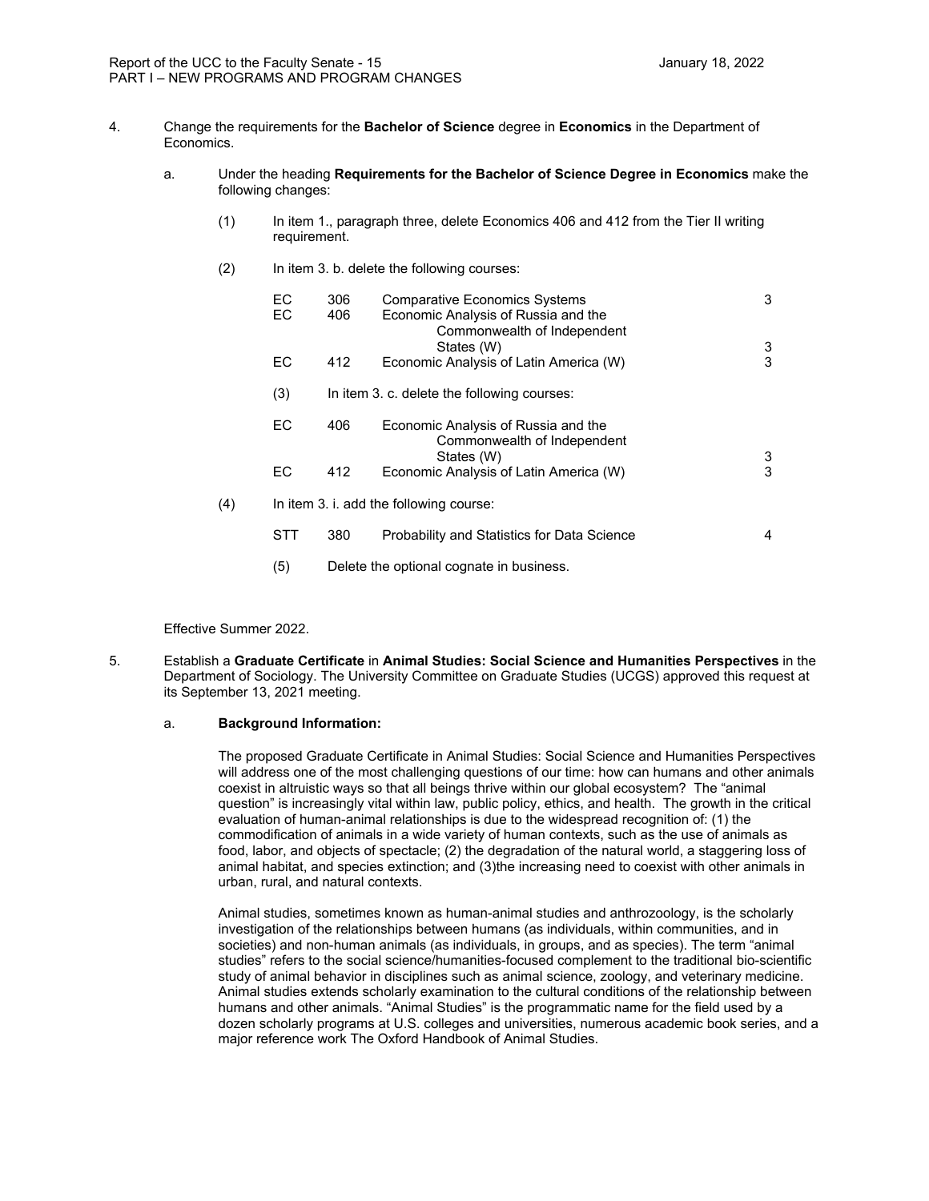4. Change the requirements for the **Bachelor of Science** degree in **Economics** in the Department of Economics.

   a. Under the heading **Requirements for the Bachelor of Science Degree in Economics** make the following changes:

      (1) In item 1., paragraph three, delete Economics 406 and 412 from the Tier II writing requirement.

      (2) In item 3. b. delete the following courses:

| | | | |
|---|---|---|---|
| EC | 306 | Comparative Economics Systems | 3 |
| EC | 406 | Economic Analysis of Russia and the Commonwealth of Independent States (W) | 3 |
| EC | 412 | Economic Analysis of Latin America (W) | 3 |

      (3) In item 3. c. delete the following courses:

| | | | |
|---|---|---|---|
| EC | 406 | Economic Analysis of Russia and the Commonwealth of Independent States (W) | 3 |
| EC | 412 | Economic Analysis of Latin America (W) | 3 |

      (4) In item 3. i. add the following course:

| | | | |
|---|---|---|---|
| STT | 380 | Probability and Statistics for Data Science | 4 |

      (5) Delete the optional cognate in business.

Effective Summer 2022.

5. Establish a **Graduate Certificate** in **Animal Studies: Social Science and Humanities Perspectives** in the Department of Sociology. The University Committee on Graduate Studies (UCGS) approved this request at its September 13, 2021 meeting.

   a. **Background Information:**

The proposed Graduate Certificate in Animal Studies: Social Science and Humanities Perspectives will address one of the most challenging questions of our time: how can humans and other animals coexist in altruistic ways so that all beings thrive within our global ecosystem? The "animal question" is increasingly vital within law, public policy, ethics, and health. The growth in the critical evaluation of human-animal relationships is due to the widespread recognition of: (1) the commodification of animals in a wide variety of human contexts, such as the use of animals as food, labor, and objects of spectacle; (2) the degradation of the natural world, a staggering loss of animal habitat, and species extinction; and (3)the increasing need to coexist with other animals in urban, rural, and natural contexts.

Animal studies, sometimes known as human-animal studies and anthrozoology, is the scholarly investigation of the relationships between humans (as individuals, within communities, and in societies) and non-human animals (as individuals, in groups, and as species). The term "animal studies" refers to the social science/humanities-focused complement to the traditional bio-scientific study of animal behavior in disciplines such as animal science, zoology, and veterinary medicine. Animal studies extends scholarly examination to the cultural conditions of the relationship between humans and other animals. "Animal Studies" is the programmatic name for the field used by a dozen scholarly programs at U.S. colleges and universities, numerous academic book series, and a major reference work The Oxford Handbook of Animal Studies.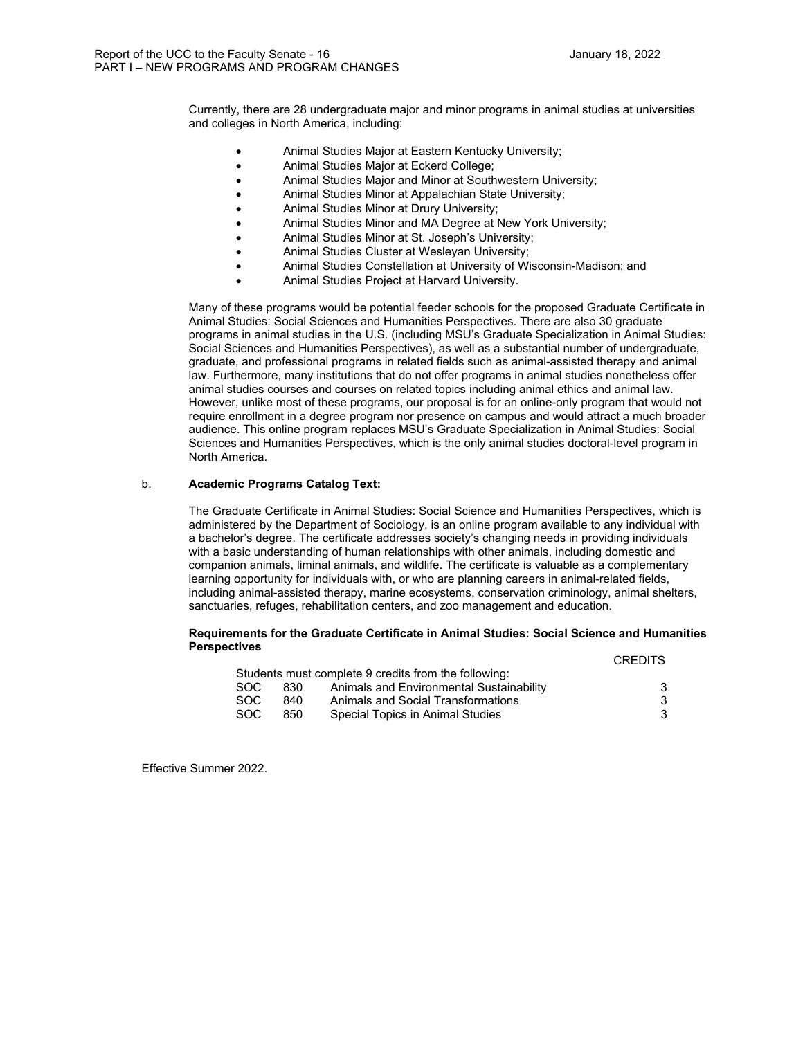Currently, there are 28 undergraduate major and minor programs in animal studies at universities and colleges in North America, including:

- Animal Studies Major at Eastern Kentucky University;
- Animal Studies Major at Eckerd College;
- Animal Studies Major and Minor at Southwestern University;
- Animal Studies Minor at Appalachian State University;
- Animal Studies Minor at Drury University;
- Animal Studies Minor and MA Degree at New York University;
- Animal Studies Minor at St. Joseph's University;
- Animal Studies Cluster at Wesleyan University;
- Animal Studies Constellation at University of Wisconsin-Madison; and
- Animal Studies Project at Harvard University.

Many of these programs would be potential feeder schools for the proposed Graduate Certificate in Animal Studies: Social Sciences and Humanities Perspectives. There are also 30 graduate programs in animal studies in the U.S. (including MSU's Graduate Specialization in Animal Studies: Social Sciences and Humanities Perspectives), as well as a substantial number of undergraduate, graduate, and professional programs in related fields such as animal-assisted therapy and animal law. Furthermore, many institutions that do not offer programs in animal studies nonetheless offer animal studies courses and courses on related topics including animal ethics and animal law. However, unlike most of these programs, our proposal is for an online-only program that would not require enrollment in a degree program nor presence on campus and would attract a much broader audience. This online program replaces MSU's Graduate Specialization in Animal Studies: Social Sciences and Humanities Perspectives, which is the only animal studies doctoral-level program in North America.

b. **Academic Programs Catalog Text:**

The Graduate Certificate in Animal Studies: Social Science and Humanities Perspectives, which is administered by the Department of Sociology, is an online program available to any individual with a bachelor's degree. The certificate addresses society's changing needs in providing individuals with a basic understanding of human relationships with other animals, including domestic and companion animals, liminal animals, and wildlife. The certificate is valuable as a complementary learning opportunity for individuals with, or who are planning careers in animal-related fields, including animal-assisted therapy, marine ecosystems, conservation criminology, animal shelters, sanctuaries, refuges, rehabilitation centers, and zoo management and education.

**Requirements for the Graduate Certificate in Animal Studies: Social Science and Humanities Perspectives**

| | | | CREDITS |
|---|---|---|---|
| Students must complete 9 credits from the following: | | | |
| SOC | 830 | Animals and Environmental Sustainability | 3 |
| SOC | 840 | Animals and Social Transformations | 3 |
| SOC | 850 | Special Topics in Animal Studies | 3 |

Effective Summer 2022.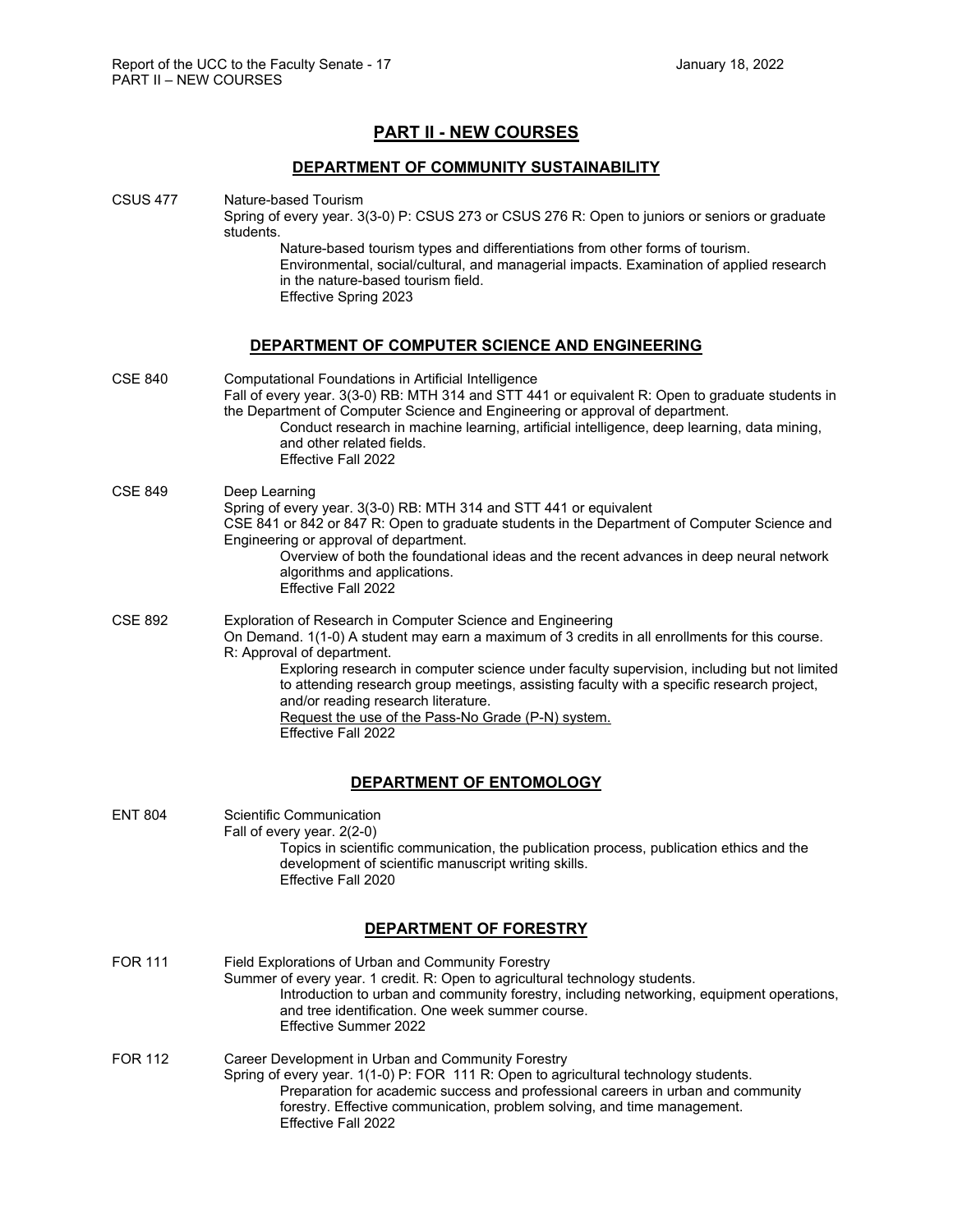# PART II - NEW COURSES

## DEPARTMENT OF COMMUNITY SUSTAINABILITY

CSUS 477 Nature-based Tourism
Spring of every year. 3(3-0) P: CSUS 273 or CSUS 276 R: Open to juniors or seniors or graduate students.
Nature-based tourism types and differentiations from other forms of tourism. Environmental, social/cultural, and managerial impacts. Examination of applied research in the nature-based tourism field.
Effective Spring 2023

## DEPARTMENT OF COMPUTER SCIENCE AND ENGINEERING

CSE 840 Computational Foundations in Artificial Intelligence
Fall of every year. 3(3-0) RB: MTH 314 and STT 441 or equivalent R: Open to graduate students in the Department of Computer Science and Engineering or approval of department.
Conduct research in machine learning, artificial intelligence, deep learning, data mining, and other related fields.
Effective Fall 2022

CSE 849 Deep Learning
Spring of every year. 3(3-0) RB: MTH 314 and STT 441 or equivalent CSE 841 or 842 or 847 R: Open to graduate students in the Department of Computer Science and Engineering or approval of department.
Overview of both the foundational ideas and the recent advances in deep neural network algorithms and applications.
Effective Fall 2022

CSE 892 Exploration of Research in Computer Science and Engineering
On Demand. 1(1-0) A student may earn a maximum of 3 credits in all enrollments for this course. R: Approval of department.
Exploring research in computer science under faculty supervision, including but not limited to attending research group meetings, assisting faculty with a specific research project, and/or reading research literature.
Request the use of the Pass-No Grade (P-N) system.
Effective Fall 2022

## DEPARTMENT OF ENTOMOLOGY

ENT 804 Scientific Communication
Fall of every year. 2(2-0)
Topics in scientific communication, the publication process, publication ethics and the development of scientific manuscript writing skills.
Effective Fall 2020

## DEPARTMENT OF FORESTRY

FOR 111 Field Explorations of Urban and Community Forestry
Summer of every year. 1 credit. R: Open to agricultural technology students.
Introduction to urban and community forestry, including networking, equipment operations, and tree identification. One week summer course.
Effective Summer 2022

FOR 112 Career Development in Urban and Community Forestry
Spring of every year. 1(1-0) P: FOR 111 R: Open to agricultural technology students.
Preparation for academic success and professional careers in urban and community forestry. Effective communication, problem solving, and time management.
Effective Fall 2022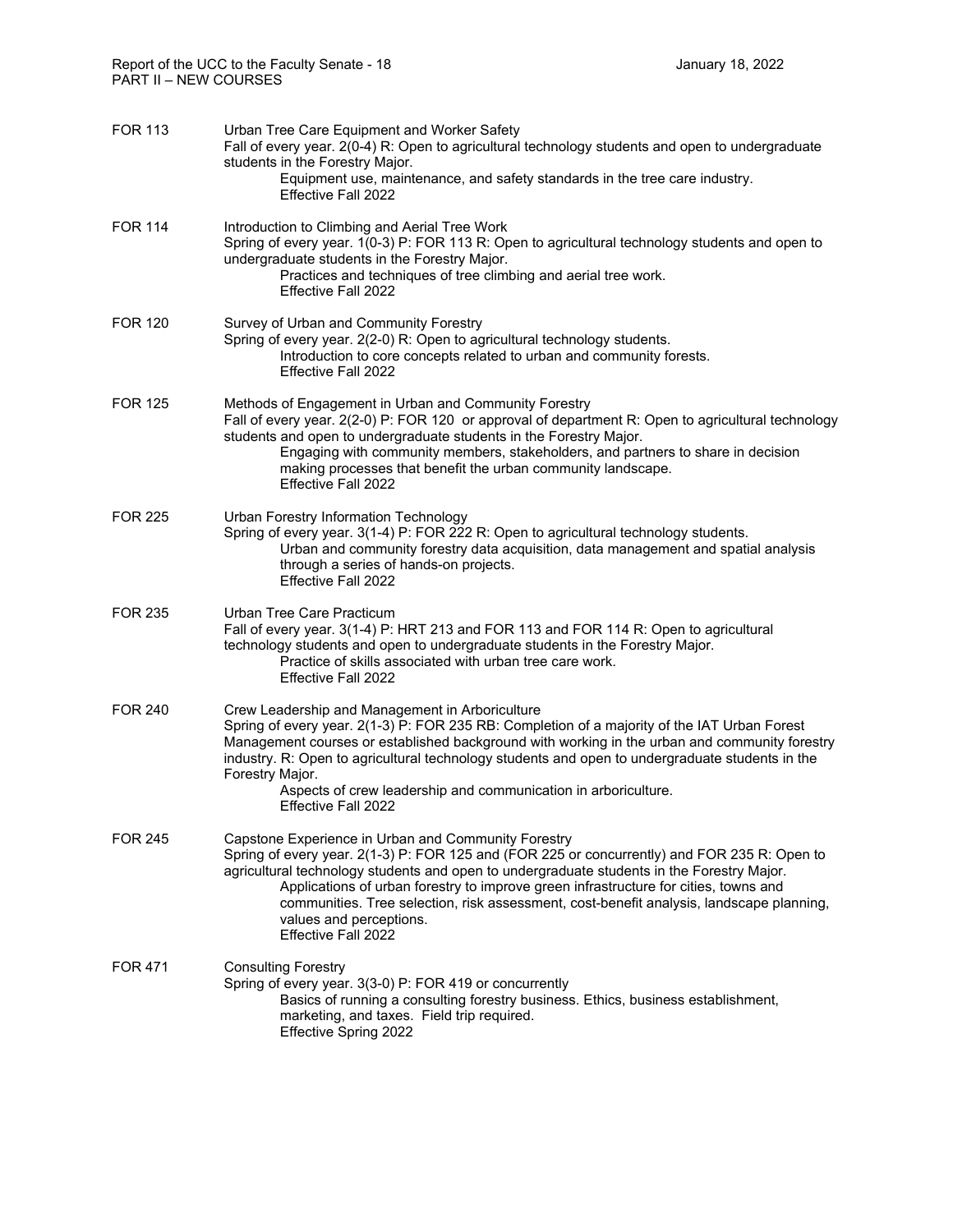PART II – NEW COURSES

FOR 113 Urban Tree Care Equipment and Worker Safety
Fall of every year. 2(0-4) R: Open to agricultural technology students and open to undergraduate students in the Forestry Major.
Equipment use, maintenance, and safety standards in the tree care industry.
Effective Fall 2022

FOR 114 Introduction to Climbing and Aerial Tree Work
Spring of every year. 1(0-3) P: FOR 113 R: Open to agricultural technology students and open to undergraduate students in the Forestry Major.
Practices and techniques of tree climbing and aerial tree work.
Effective Fall 2022

FOR 120 Survey of Urban and Community Forestry
Spring of every year. 2(2-0) R: Open to agricultural technology students.
Introduction to core concepts related to urban and community forests.
Effective Fall 2022

FOR 125 Methods of Engagement in Urban and Community Forestry
Fall of every year. 2(2-0) P: FOR 120 or approval of department R: Open to agricultural technology students and open to undergraduate students in the Forestry Major.
Engaging with community members, stakeholders, and partners to share in decision making processes that benefit the urban community landscape.
Effective Fall 2022

FOR 225 Urban Forestry Information Technology
Spring of every year. 3(1-4) P: FOR 222 R: Open to agricultural technology students.
Urban and community forestry data acquisition, data management and spatial analysis through a series of hands-on projects.
Effective Fall 2022

FOR 235 Urban Tree Care Practicum
Fall of every year. 3(1-4) P: HRT 213 and FOR 113 and FOR 114 R: Open to agricultural technology students and open to undergraduate students in the Forestry Major.
Practice of skills associated with urban tree care work.
Effective Fall 2022

FOR 240 Crew Leadership and Management in Arboriculture
Spring of every year. 2(1-3) P: FOR 235 RB: Completion of a majority of the IAT Urban Forest Management courses or established background with working in the urban and community forestry industry. R: Open to agricultural technology students and open to undergraduate students in the Forestry Major.
Aspects of crew leadership and communication in arboriculture.
Effective Fall 2022

FOR 245 Capstone Experience in Urban and Community Forestry
Spring of every year. 2(1-3) P: FOR 125 and (FOR 225 or concurrently) and FOR 235 R: Open to agricultural technology students and open to undergraduate students in the Forestry Major.
Applications of urban forestry to improve green infrastructure for cities, towns and communities. Tree selection, risk assessment, cost-benefit analysis, landscape planning, values and perceptions.
Effective Fall 2022

FOR 471 Consulting Forestry
Spring of every year. 3(3-0) P: FOR 419 or concurrently
Basics of running a consulting forestry business. Ethics, business establishment, marketing, and taxes. Field trip required.
Effective Spring 2022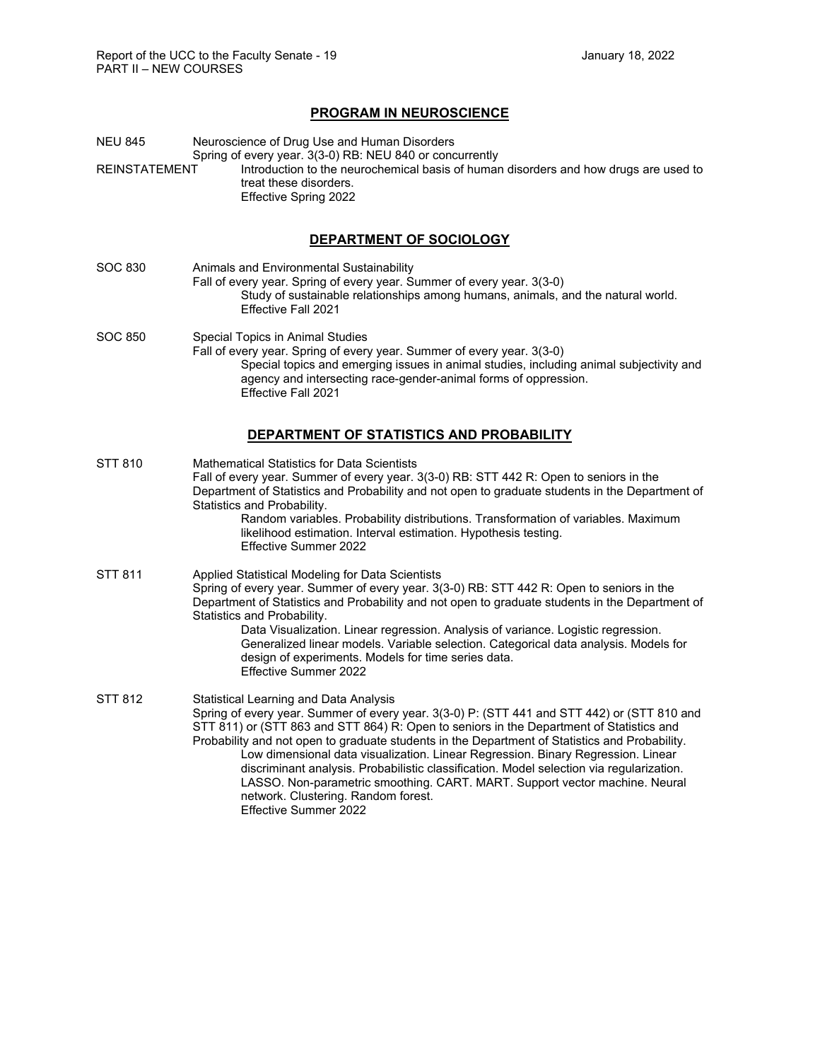## PROGRAM IN NEUROSCIENCE

NEU 845 Neuroscience of Drug Use and Human Disorders
Spring of every year. 3(3-0) RB: NEU 840 or concurrently
REINSTATEMENT Introduction to the neurochemical basis of human disorders and how drugs are used to treat these disorders.
Effective Spring 2022

## DEPARTMENT OF SOCIOLOGY

SOC 830 Animals and Environmental Sustainability
Fall of every year. Spring of every year. Summer of every year. 3(3-0)
Study of sustainable relationships among humans, animals, and the natural world.
Effective Fall 2021

SOC 850 Special Topics in Animal Studies
Fall of every year. Spring of every year. Summer of every year. 3(3-0)
Special topics and emerging issues in animal studies, including animal subjectivity and agency and intersecting race-gender-animal forms of oppression.
Effective Fall 2021

## DEPARTMENT OF STATISTICS AND PROBABILITY

STT 810 Mathematical Statistics for Data Scientists
Fall of every year. Summer of every year. 3(3-0) RB: STT 442 R: Open to seniors in the Department of Statistics and Probability and not open to graduate students in the Department of Statistics and Probability.
Random variables. Probability distributions. Transformation of variables. Maximum likelihood estimation. Interval estimation. Hypothesis testing.
Effective Summer 2022

STT 811 Applied Statistical Modeling for Data Scientists
Spring of every year. Summer of every year. 3(3-0) RB: STT 442 R: Open to seniors in the Department of Statistics and Probability and not open to graduate students in the Department of Statistics and Probability.
Data Visualization. Linear regression. Analysis of variance. Logistic regression. Generalized linear models. Variable selection. Categorical data analysis. Models for design of experiments. Models for time series data.
Effective Summer 2022

STT 812 Statistical Learning and Data Analysis
Spring of every year. Summer of every year. 3(3-0) P: (STT 441 and STT 442) or (STT 810 and STT 811) or (STT 863 and STT 864) R: Open to seniors in the Department of Statistics and Probability and not open to graduate students in the Department of Statistics and Probability.
Low dimensional data visualization. Linear Regression. Binary Regression. Linear discriminant analysis. Probabilistic classification. Model selection via regularization. LASSO. Non-parametric smoothing. CART. MART. Support vector machine. Neural network. Clustering. Random forest.
Effective Summer 2022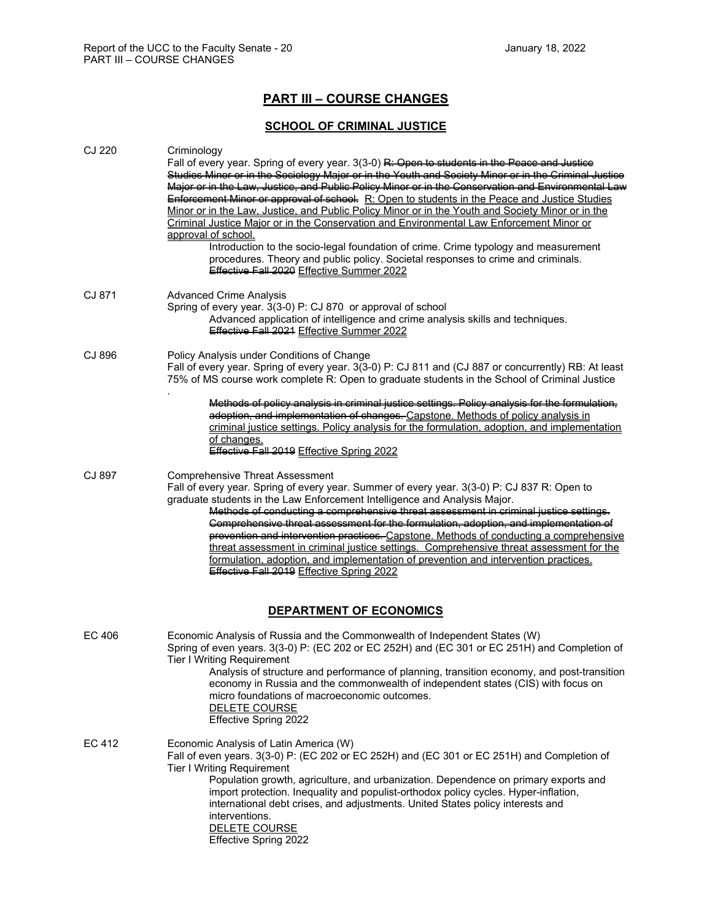# PART III – COURSE CHANGES

## SCHOOL OF CRIMINAL JUSTICE

**CJ 220** Criminology

Fall of every year. Spring of every year. 3(3-0) ~~R: Open to students in the Peace and Justice Studies Minor or in the Sociology Major or in the Youth and Society Minor or in the Criminal Justice Major or in the Law, Justice, and Public Policy Minor or in the Conservation and Environmental Law Enforcement Minor or approval of school.~~ <u>R: Open to students in the Peace and Justice Studies Minor or in the Law, Justice, and Public Policy Minor or in the Youth and Society Minor or in the Criminal Justice Major or in the Conservation and Environmental Law Enforcement Minor or approval of school.</u>

Introduction to the socio-legal foundation of crime. Crime typology and measurement procedures. Theory and public policy. Societal responses to crime and criminals.

~~Effective Fall 2020~~ <u>Effective Summer 2022</u>

**CJ 871** Advanced Crime Analysis

Spring of every year. 3(3-0) P: CJ 870 or approval of school

Advanced application of intelligence and crime analysis skills and techniques.

~~Effective Fall 2021~~ <u>Effective Summer 2022</u>

**CJ 896** Policy Analysis under Conditions of Change

Fall of every year. Spring of every year. 3(3-0) P: CJ 811 and (CJ 887 or concurrently) RB: At least 75% of MS course work complete R: Open to graduate students in the School of Criminal Justice

.

~~Methods of policy analysis in criminal justice settings. Policy analysis for the formulation, adoption, and implementation of changes.~~ <u>Capstone. Methods of policy analysis in criminal justice settings. Policy analysis for the formulation, adoption, and implementation of changes.</u>

~~Effective Fall 2019~~ <u>Effective Spring 2022</u>

**CJ 897** Comprehensive Threat Assessment

Fall of every year. Spring of every year. Summer of every year. 3(3-0) P: CJ 837 R: Open to graduate students in the Law Enforcement Intelligence and Analysis Major.

~~Methods of conducting a comprehensive threat assessment in criminal justice settings. Comprehensive threat assessment for the formulation, adoption, and implementation of prevention and intervention practices.~~ <u>Capstone. Methods of conducting a comprehensive threat assessment in criminal justice settings. Comprehensive threat assessment for the formulation, adoption, and implementation of prevention and intervention practices.</u>

~~Effective Fall 2019~~ <u>Effective Spring 2022</u>

## DEPARTMENT OF ECONOMICS

**EC 406** Economic Analysis of Russia and the Commonwealth of Independent States (W)

Spring of even years. 3(3-0) P: (EC 202 or EC 252H) and (EC 301 or EC 251H) and Completion of Tier I Writing Requirement

Analysis of structure and performance of planning, transition economy, and post-transition economy in Russia and the commonwealth of independent states (CIS) with focus on micro foundations of macroeconomic outcomes.

<u>DELETE COURSE</u>

Effective Spring 2022

**EC 412** Economic Analysis of Latin America (W)

Fall of even years. 3(3-0) P: (EC 202 or EC 252H) and (EC 301 or EC 251H) and Completion of Tier I Writing Requirement

Population growth, agriculture, and urbanization. Dependence on primary exports and import protection. Inequality and populist-orthodox policy cycles. Hyper-inflation, international debt crises, and adjustments. United States policy interests and interventions.

<u>DELETE COURSE</u>

Effective Spring 2022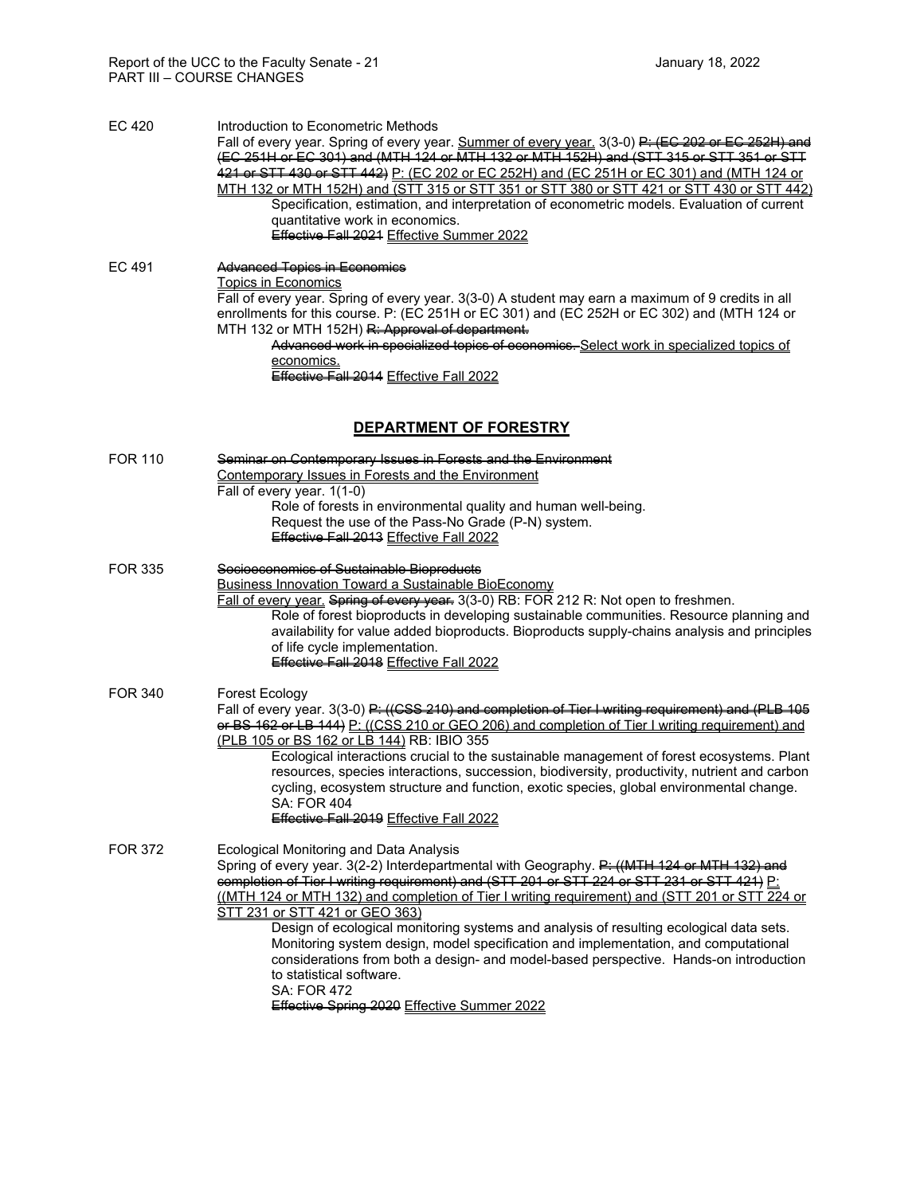**EC 420** Introduction to Econometric Methods
Fall of every year. Spring of every year. <u>Summer of every year.</u> 3(3-0) ~~P: (EC 202 or EC 252H) and (EC 251H or EC 301) and (MTH 124 or MTH 132 or MTH 152H) and (STT 315 or STT 351 or STT 421 or STT 430 or STT 442)~~ <u>P: (EC 202 or EC 252H) and (EC 251H or EC 301) and (MTH 124 or MTH 132 or MTH 152H) and (STT 315 or STT 351 or STT 380 or STT 421 or STT 430 or STT 442)</u>

Specification, estimation, and interpretation of econometric models. Evaluation of current quantitative work in economics.
~~Effective Fall 2021~~ <u>Effective Summer 2022</u>

**EC 491** ~~Advanced Topics in Economics~~
<u>Topics in Economics</u>
Fall of every year. Spring of every year. 3(3-0) A student may earn a maximum of 9 credits in all enrollments for this course. P: (EC 251H or EC 301) and (EC 252H or EC 302) and (MTH 124 or MTH 132 or MTH 152H) ~~R: Approval of department.~~

~~Advanced work in specialized topics of economics.~~ <u>Select work in specialized topics of economics.</u>
~~Effective Fall 2014~~ <u>Effective Fall 2022</u>

## DEPARTMENT OF FORESTRY

**FOR 110** ~~Seminar on Contemporary Issues in Forests and the Environment~~
<u>Contemporary Issues in Forests and the Environment</u>
Fall of every year. 1(1-0)

Role of forests in environmental quality and human well-being.
Request the use of the Pass-No Grade (P-N) system.
~~Effective Fall 2013~~ <u>Effective Fall 2022</u>

**FOR 335** ~~Socioeconomics of Sustainable Bioproducts~~
<u>Business Innovation Toward a Sustainable BioEconomy</u>
<u>Fall of every year.</u> ~~Spring of every year.~~ 3(3-0) RB: FOR 212 R: Not open to freshmen.

Role of forest bioproducts in developing sustainable communities. Resource planning and availability for value added bioproducts. Bioproducts supply-chains analysis and principles of life cycle implementation.
~~Effective Fall 2018~~ <u>Effective Fall 2022</u>

**FOR 340** Forest Ecology
Fall of every year. 3(3-0) ~~P: ((CSS 210) and completion of Tier I writing requirement) and (PLB 105 or BS 162 or LB 144)~~ <u>P: ((CSS 210 or GEO 206) and completion of Tier I writing requirement) and (PLB 105 or BS 162 or LB 144)</u> RB: IBIO 355

Ecological interactions crucial to the sustainable management of forest ecosystems. Plant resources, species interactions, succession, biodiversity, productivity, nutrient and carbon cycling, ecosystem structure and function, exotic species, global environmental change.
SA: FOR 404
~~Effective Fall 2019~~ <u>Effective Fall 2022</u>

**FOR 372** Ecological Monitoring and Data Analysis
Spring of every year. 3(2-2) Interdepartmental with Geography. ~~P: ((MTH 124 or MTH 132) and completion of Tier I writing requirement) and (STT 201 or STT 224 or STT 231 or STT 421)~~ <u>P: ((MTH 124 or MTH 132) and completion of Tier I writing requirement) and (STT 201 or STT 224 or STT 231 or STT 421 or GEO 363)</u>

Design of ecological monitoring systems and analysis of resulting ecological data sets. Monitoring system design, model specification and implementation, and computational considerations from both a design- and model-based perspective. Hands-on introduction to statistical software.
SA: FOR 472
~~Effective Spring 2020~~ <u>Effective Summer 2022</u>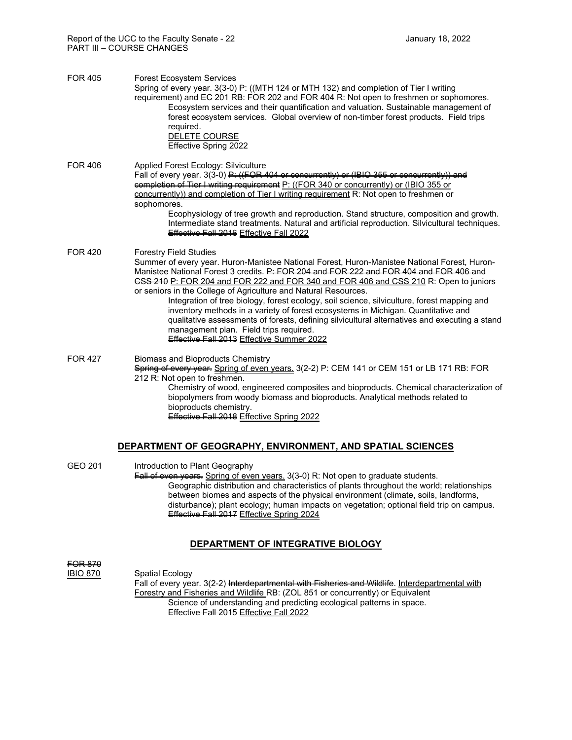FOR 405 Forest Ecosystem Services

Spring of every year. 3(3-0) P: ((MTH 124 or MTH 132) and completion of Tier I writing requirement) and EC 201 RB: FOR 202 and FOR 404 R: Not open to freshmen or sophomores.

Ecosystem services and their quantification and valuation. Sustainable management of forest ecosystem services. Global overview of non-timber forest products. Field trips required.

DELETE COURSE

Effective Spring 2022

FOR 406 Applied Forest Ecology: Silviculture

Fall of every year. 3(3-0) ~~P: ((FOR 404 or concurrently) or (IBIO 355 or concurrently)) and completion of Tier I writing requirement~~ P: ((FOR 340 or concurrently) or (IBIO 355 or concurrently)) and completion of Tier I writing requirement R: Not open to freshmen or sophomores.

Ecophysiology of tree growth and reproduction. Stand structure, composition and growth. Intermediate stand treatments. Natural and artificial reproduction. Silvicultural techniques.

~~Effective Fall 2016~~ Effective Fall 2022

FOR 420 Forestry Field Studies

Summer of every year. Huron-Manistee National Forest, Huron-Manistee National Forest, Huron-Manistee National Forest 3 credits. ~~P: FOR 204 and FOR 222 and FOR 404 and FOR 406 and CSS 210~~ P: FOR 204 and FOR 222 and FOR 340 and FOR 406 and CSS 210 R: Open to juniors or seniors in the College of Agriculture and Natural Resources.

Integration of tree biology, forest ecology, soil science, silviculture, forest mapping and inventory methods in a variety of forest ecosystems in Michigan. Quantitative and qualitative assessments of forests, defining silvicultural alternatives and executing a stand management plan. Field trips required.

~~Effective Fall 2013~~ Effective Summer 2022

FOR 427 Biomass and Bioproducts Chemistry

~~Spring of every year.~~ Spring of even years. 3(2-2) P: CEM 141 or CEM 151 or LB 171 RB: FOR 212 R: Not open to freshmen.

Chemistry of wood, engineered composites and bioproducts. Chemical characterization of biopolymers from woody biomass and bioproducts. Analytical methods related to bioproducts chemistry.

~~Effective Fall 2018~~ Effective Spring 2022

## DEPARTMENT OF GEOGRAPHY, ENVIRONMENT, AND SPATIAL SCIENCES

GEO 201 Introduction to Plant Geography

~~Fall of even years.~~ Spring of even years. 3(3-0) R: Not open to graduate students.

Geographic distribution and characteristics of plants throughout the world; relationships between biomes and aspects of the physical environment (climate, soils, landforms, disturbance); plant ecology; human impacts on vegetation; optional field trip on campus.

~~Effective Fall 2017~~ Effective Spring 2024

## DEPARTMENT OF INTEGRATIVE BIOLOGY

~~FOR 870~~
IBIO 870 Spatial Ecology

Fall of every year. 3(2-2) ~~Interdepartmental with Fisheries and Wildlife.~~ Interdepartmental with Forestry and Fisheries and Wildlife RB: (ZOL 851 or concurrently) or Equivalent

Science of understanding and predicting ecological patterns in space.

~~Effective Fall 2015~~ Effective Fall 2022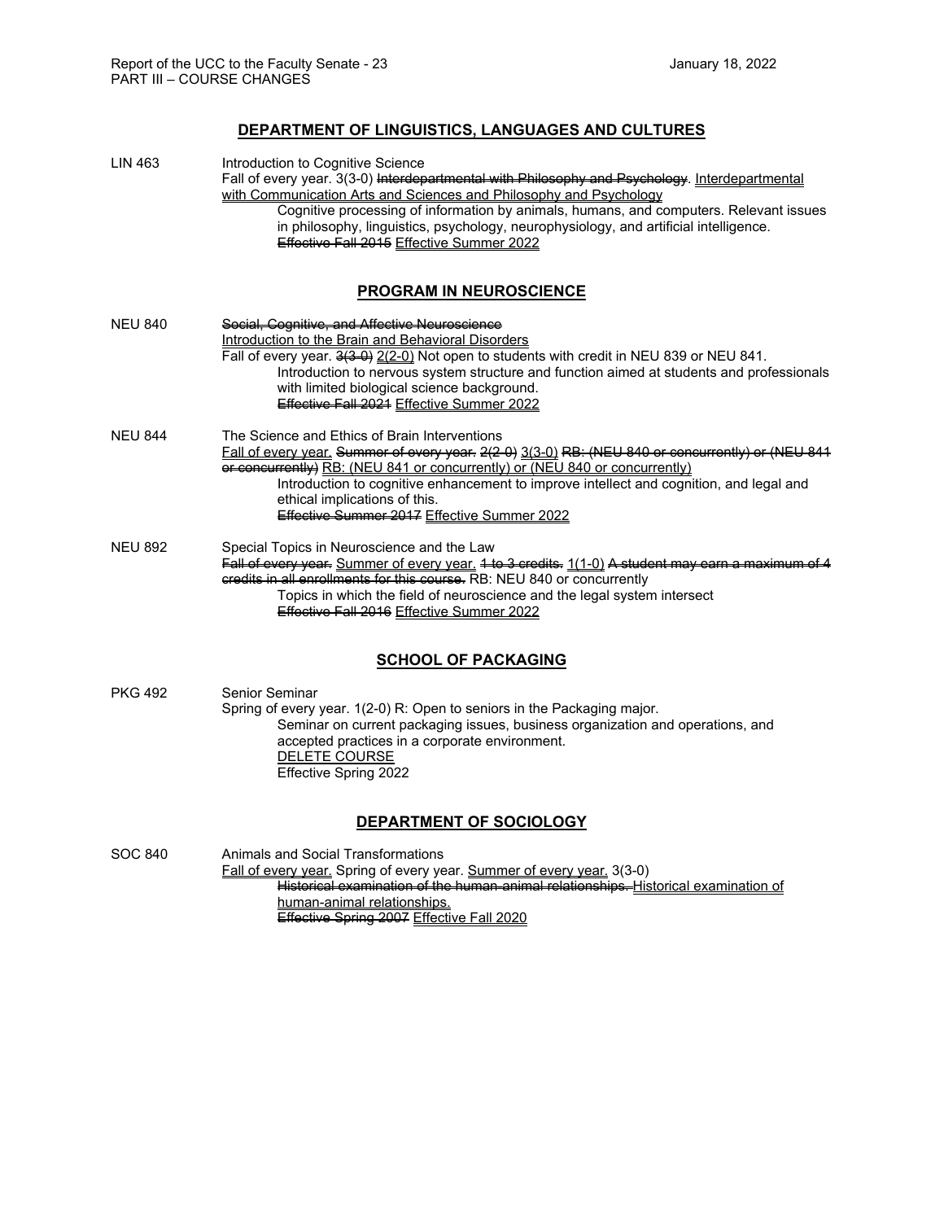## DEPARTMENT OF LINGUISTICS, LANGUAGES AND CULTURES

LIN 463 Introduction to Cognitive Science
Fall of every year. 3(3-0) ~~Interdepartmental with Philosophy and Psychology~~. Interdepartmental with Communication Arts and Sciences and Philosophy and Psychology
Cognitive processing of information by animals, humans, and computers. Relevant issues in philosophy, linguistics, psychology, neurophysiology, and artificial intelligence.
~~Effective Fall 2015~~ Effective Summer 2022

## PROGRAM IN NEUROSCIENCE

NEU 840 ~~Social, Cognitive, and Affective Neuroscience~~
Introduction to the Brain and Behavioral Disorders
Fall of every year. ~~3(3-0)~~ 2(2-0) Not open to students with credit in NEU 839 or NEU 841.
Introduction to nervous system structure and function aimed at students and professionals with limited biological science background.
~~Effective Fall 2021~~ Effective Summer 2022

NEU 844 The Science and Ethics of Brain Interventions
Fall of every year. ~~Summer of every year.~~ ~~2(2-0)~~ 3(3-0) ~~RB: (NEU 840 or concurrently) or (NEU 841 or concurrently)~~ RB: (NEU 841 or concurrently) or (NEU 840 or concurrently)
Introduction to cognitive enhancement to improve intellect and cognition, and legal and ethical implications of this.
~~Effective Summer 2017~~ Effective Summer 2022

NEU 892 Special Topics in Neuroscience and the Law
~~Fall of every year.~~ Summer of every year. ~~1 to 3 credits.~~ 1(1-0) ~~A student may earn a maximum of 4 credits in all enrollments for this course.~~ RB: NEU 840 or concurrently
Topics in which the field of neuroscience and the legal system intersect
~~Effective Fall 2016~~ Effective Summer 2022

## SCHOOL OF PACKAGING

PKG 492 Senior Seminar
Spring of every year. 1(2-0) R: Open to seniors in the Packaging major.
Seminar on current packaging issues, business organization and operations, and accepted practices in a corporate environment.
DELETE COURSE
Effective Spring 2022

## DEPARTMENT OF SOCIOLOGY

SOC 840 Animals and Social Transformations
Fall of every year. Spring of every year. Summer of every year. 3(3-0)
~~Historical examination of the human-animal relationships.~~ Historical examination of human-animal relationships.
~~Effective Spring 2007~~ Effective Fall 2020